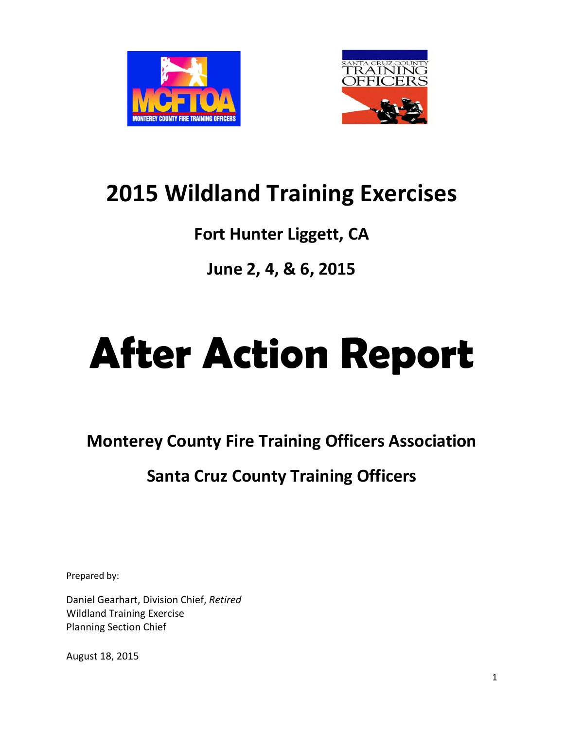# 2015 Wildland Training Exercises

## Fort Hunter Liggett, CA

## June 2, 4, & 6, 2015

# After Action Report

## Monterey County Fire Training Officers Association

## Santa Cruz County Training Officers

Prepared by:

Daniel Gearhart, Division Chief, *Retired*
Wildland Training Exercise
Planning Section Chief

August 18, 2015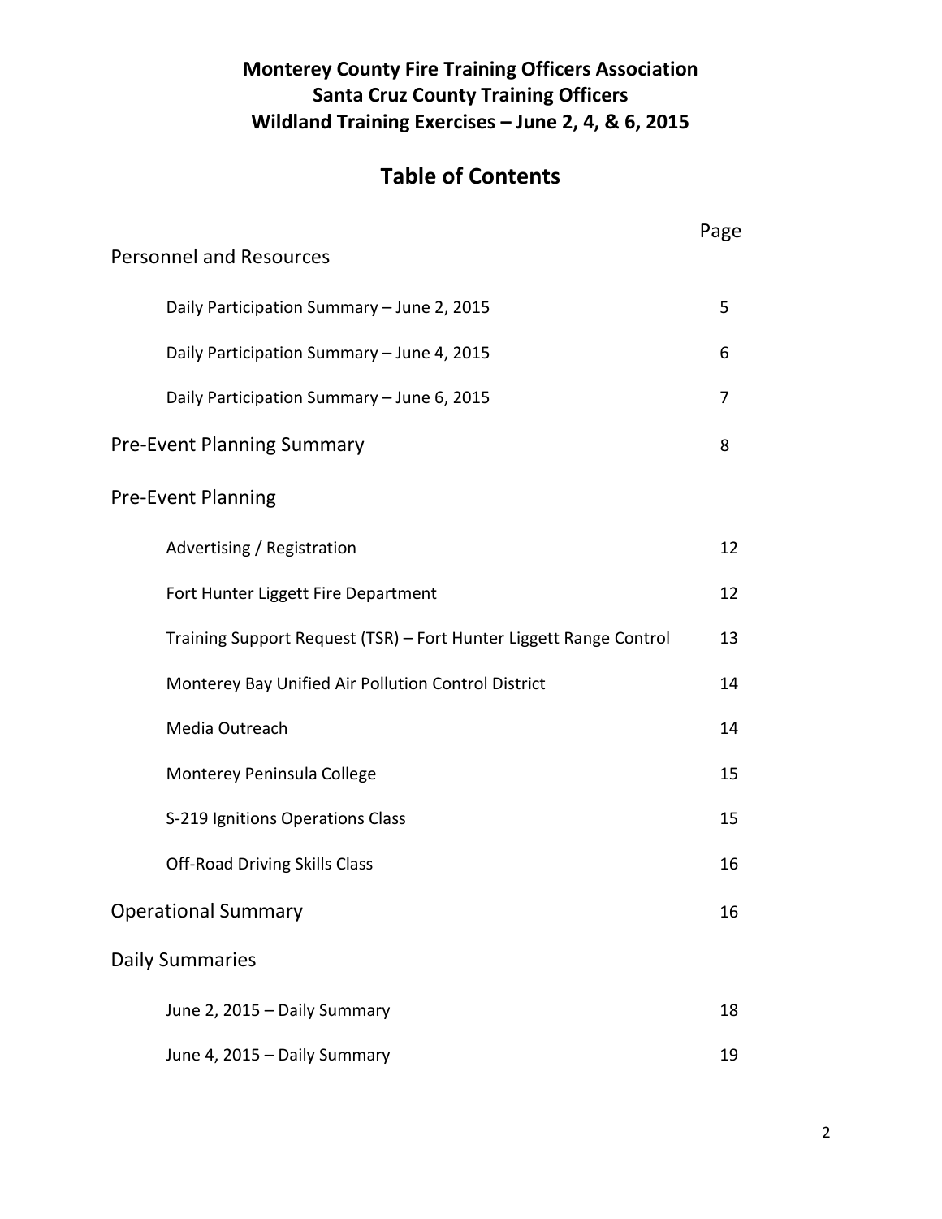**Monterey County Fire Training Officers Association**
**Santa Cruz County Training Officers**
**Wildland Training Exercises – June 2, 4, & 6, 2015**

# Table of Contents

| | Page |
|---|---|
| Personnel and Resources | |
| Daily Participation Summary – June 2, 2015 | 5 |
| Daily Participation Summary – June 4, 2015 | 6 |
| Daily Participation Summary – June 6, 2015 | 7 |
| Pre-Event Planning Summary | 8 |
| Pre-Event Planning | |
| Advertising / Registration | 12 |
| Fort Hunter Liggett Fire Department | 12 |
| Training Support Request (TSR) – Fort Hunter Liggett Range Control | 13 |
| Monterey Bay Unified Air Pollution Control District | 14 |
| Media Outreach | 14 |
| Monterey Peninsula College | 15 |
| S-219 Ignitions Operations Class | 15 |
| Off-Road Driving Skills Class | 16 |
| Operational Summary | 16 |
| Daily Summaries | |
| June 2, 2015 – Daily Summary | 18 |
| June 4, 2015 – Daily Summary | 19 |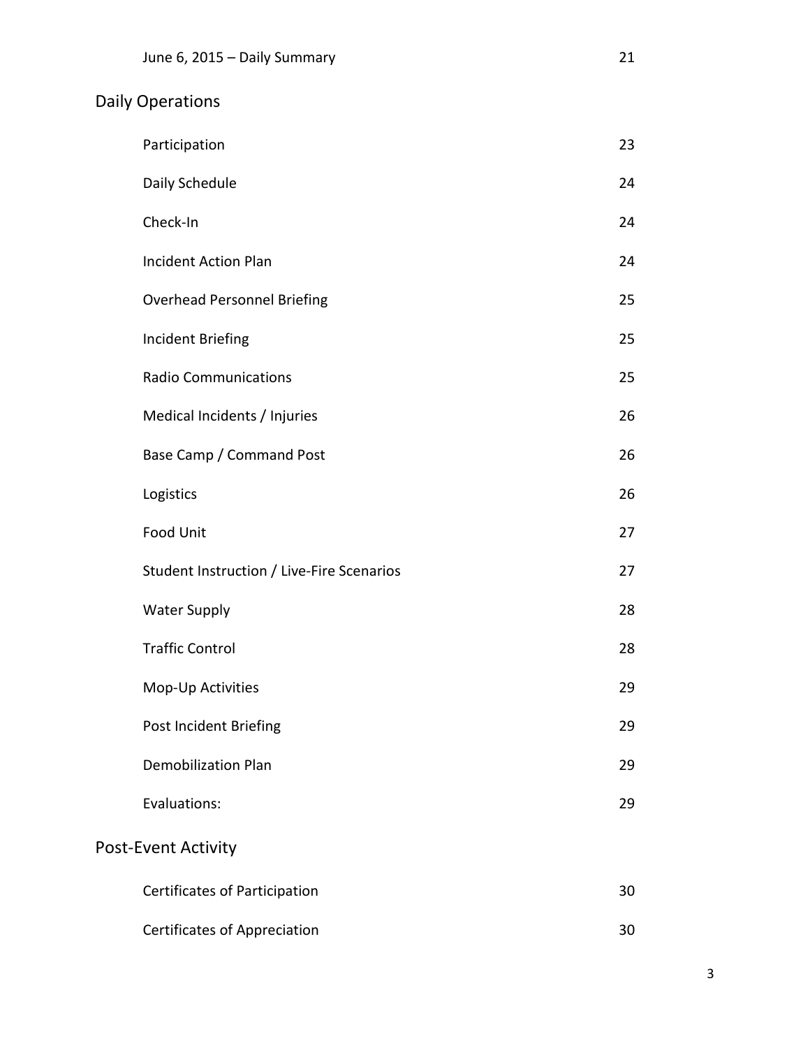| | |
|---|---|
| June 6, 2015 – Daily Summary | 21 |

## Daily Operations

| | |
|---|---|
| Participation | 23 |
| Daily Schedule | 24 |
| Check-In | 24 |
| Incident Action Plan | 24 |
| Overhead Personnel Briefing | 25 |
| Incident Briefing | 25 |
| Radio Communications | 25 |
| Medical Incidents / Injuries | 26 |
| Base Camp / Command Post | 26 |
| Logistics | 26 |
| Food Unit | 27 |
| Student Instruction / Live-Fire Scenarios | 27 |
| Water Supply | 28 |
| Traffic Control | 28 |
| Mop-Up Activities | 29 |
| Post Incident Briefing | 29 |
| Demobilization Plan | 29 |
| Evaluations: | 29 |

## Post-Event Activity

| | |
|---|---|
| Certificates of Participation | 30 |
| Certificates of Appreciation | 30 |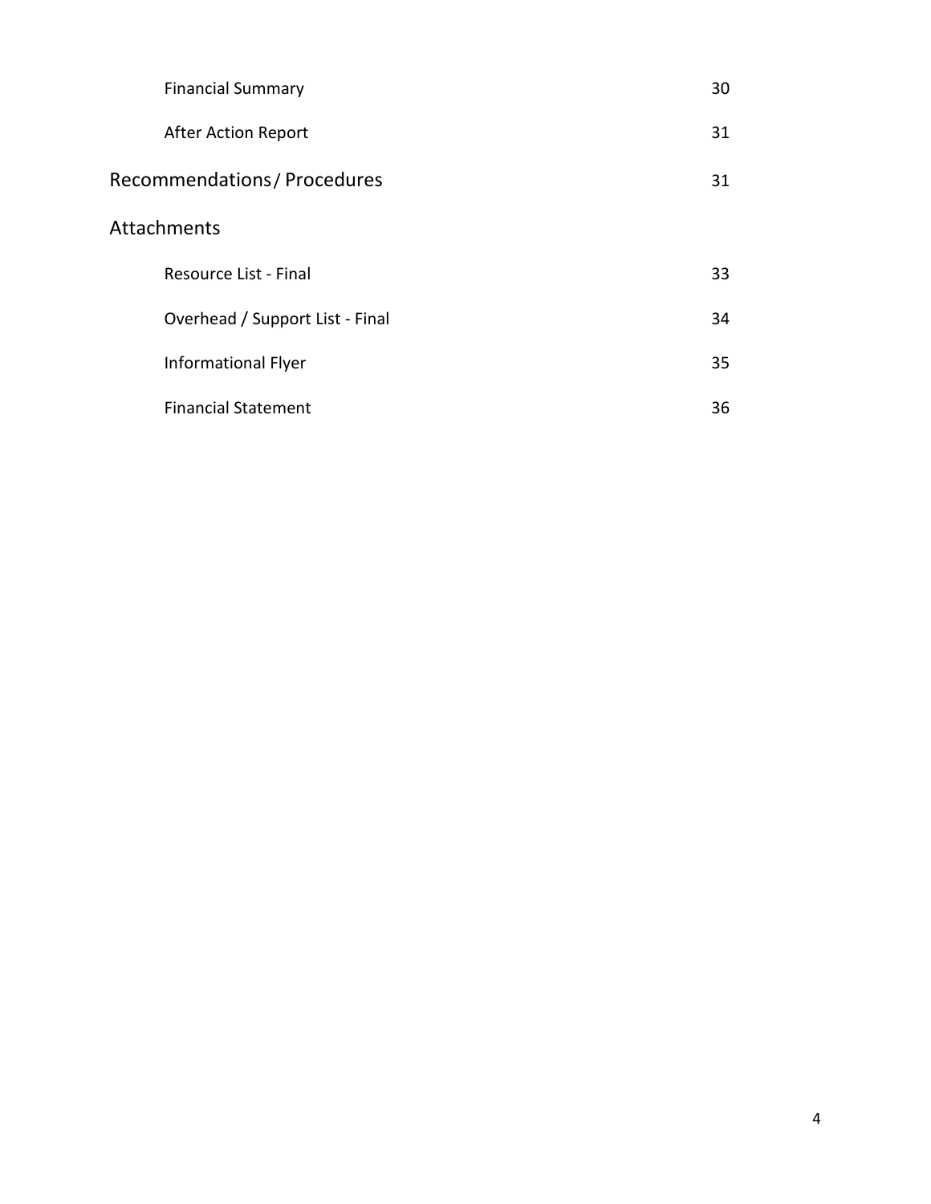| | |
|---|---|
| Financial Summary | 30 |
| After Action Report | 31 |
| **Recommendations / Procedures** | 31 |
| **Attachments** | |
| Resource List - Final | 33 |
| Overhead / Support List - Final | 34 |
| Informational Flyer | 35 |
| Financial Statement | 36 |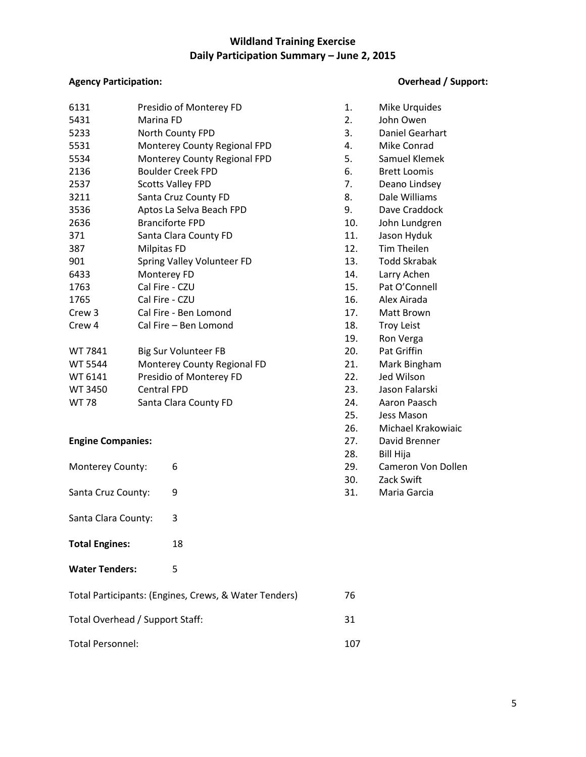# Wildland Training Exercise
## Daily Participation Summary – June 2, 2015

### Agency Participation:

| | |
|---|---|
| 6131 | Presidio of Monterey FD |
| 5431 | Marina FD |
| 5233 | North County FPD |
| 5531 | Monterey County Regional FPD |
| 5534 | Monterey County Regional FPD |
| 2136 | Boulder Creek FPD |
| 2537 | Scotts Valley FPD |
| 3211 | Santa Cruz County FD |
| 3536 | Aptos La Selva Beach FPD |
| 2636 | Branciforte FPD |
| 371 | Santa Clara County FD |
| 387 | Milpitas FD |
| 901 | Spring Valley Volunteer FD |
| 6433 | Monterey FD |
| 1763 | Cal Fire - CZU |
| 1765 | Cal Fire - CZU |
| Crew 3 | Cal Fire - Ben Lomond |
| Crew 4 | Cal Fire – Ben Lomond |

| | |
|---|---|
| WT 7841 | Big Sur Volunteer FB |
| WT 5544 | Monterey County Regional FD |
| WT 6141 | Presidio of Monterey FD |
| WT 3450 | Central FPD |
| WT 78 | Santa Clara County FD |

### Engine Companies:

Monterey County: 6

Santa Cruz County: 9

Santa Clara County: 3

**Total Engines:** 18

**Water Tenders:** 5

Total Participants: (Engines, Crews, & Water Tenders) 76

Total Overhead / Support Staff: 31

Total Personnel: 107

### Overhead / Support:

1. Mike Urquides
2. John Owen
3. Daniel Gearhart
4. Mike Conrad
5. Samuel Klemek
6. Brett Loomis
7. Deano Lindsey
8. Dale Williams
9. Dave Craddock
10. John Lundgren
11. Jason Hyduk
12. Tim Theilen
13. Todd Skrabak
14. Larry Achen
15. Pat O'Connell
16. Alex Airada
17. Matt Brown
18. Troy Leist
19. Ron Verga
20. Pat Griffin
21. Mark Bingham
22. Jed Wilson
23. Jason Falarski
24. Aaron Paasch
25. Jess Mason
26. Michael Krakowiaic
27. David Brenner
28. Bill Hija
29. Cameron Von Dollen
30. Zack Swift
31. Maria Garcia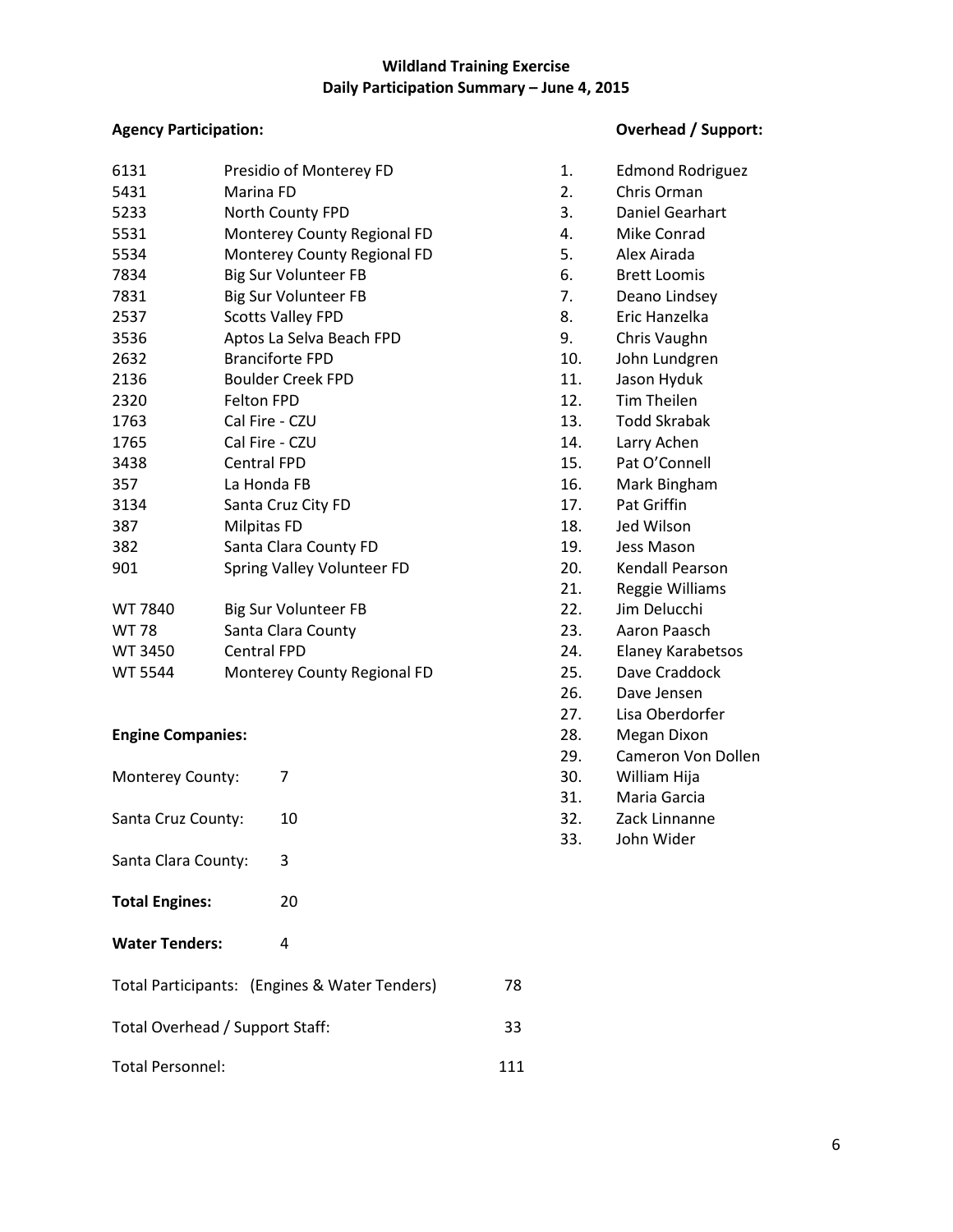# Wildland Training Exercise
## Daily Participation Summary – June 4, 2015

### Agency Participation:

| | |
|---|---|
| 6131 | Presidio of Monterey FD |
| 5431 | Marina FD |
| 5233 | North County FPD |
| 5531 | Monterey County Regional FD |
| 5534 | Monterey County Regional FD |
| 7834 | Big Sur Volunteer FB |
| 7831 | Big Sur Volunteer FB |
| 2537 | Scotts Valley FPD |
| 3536 | Aptos La Selva Beach FPD |
| 2632 | Branciforte FPD |
| 2136 | Boulder Creek FPD |
| 2320 | Felton FPD |
| 1763 | Cal Fire - CZU |
| 1765 | Cal Fire - CZU |
| 3438 | Central FPD |
| 357 | La Honda FB |
| 3134 | Santa Cruz City FD |
| 387 | Milpitas FD |
| 382 | Santa Clara County FD |
| 901 | Spring Valley Volunteer FD |
| WT 7840 | Big Sur Volunteer FB |
| WT 78 | Santa Clara County |
| WT 3450 | Central FPD |
| WT 5544 | Monterey County Regional FD |

### Engine Companies:

Monterey County: 7

Santa Cruz County: 10

Santa Clara County: 3

**Total Engines:** 20

**Water Tenders:** 4

Total Participants: (Engines & Water Tenders) 78

Total Overhead / Support Staff: 33

Total Personnel: 111

### Overhead / Support:

1. Edmond Rodriguez
2. Chris Orman
3. Daniel Gearhart
4. Mike Conrad
5. Alex Airada
6. Brett Loomis
7. Deano Lindsey
8. Eric Hanzelka
9. Chris Vaughn
10. John Lundgren
11. Jason Hyduk
12. Tim Theilen
13. Todd Skrabak
14. Larry Achen
15. Pat O'Connell
16. Mark Bingham
17. Pat Griffin
18. Jed Wilson
19. Jess Mason
20. Kendall Pearson
21. Reggie Williams
22. Jim Delucchi
23. Aaron Paasch
24. Elaney Karabetsos
25. Dave Craddock
26. Dave Jensen
27. Lisa Oberdorfer
28. Megan Dixon
29. Cameron Von Dollen
30. William Hija
31. Maria Garcia
32. Zack Linnanne
33. John Wider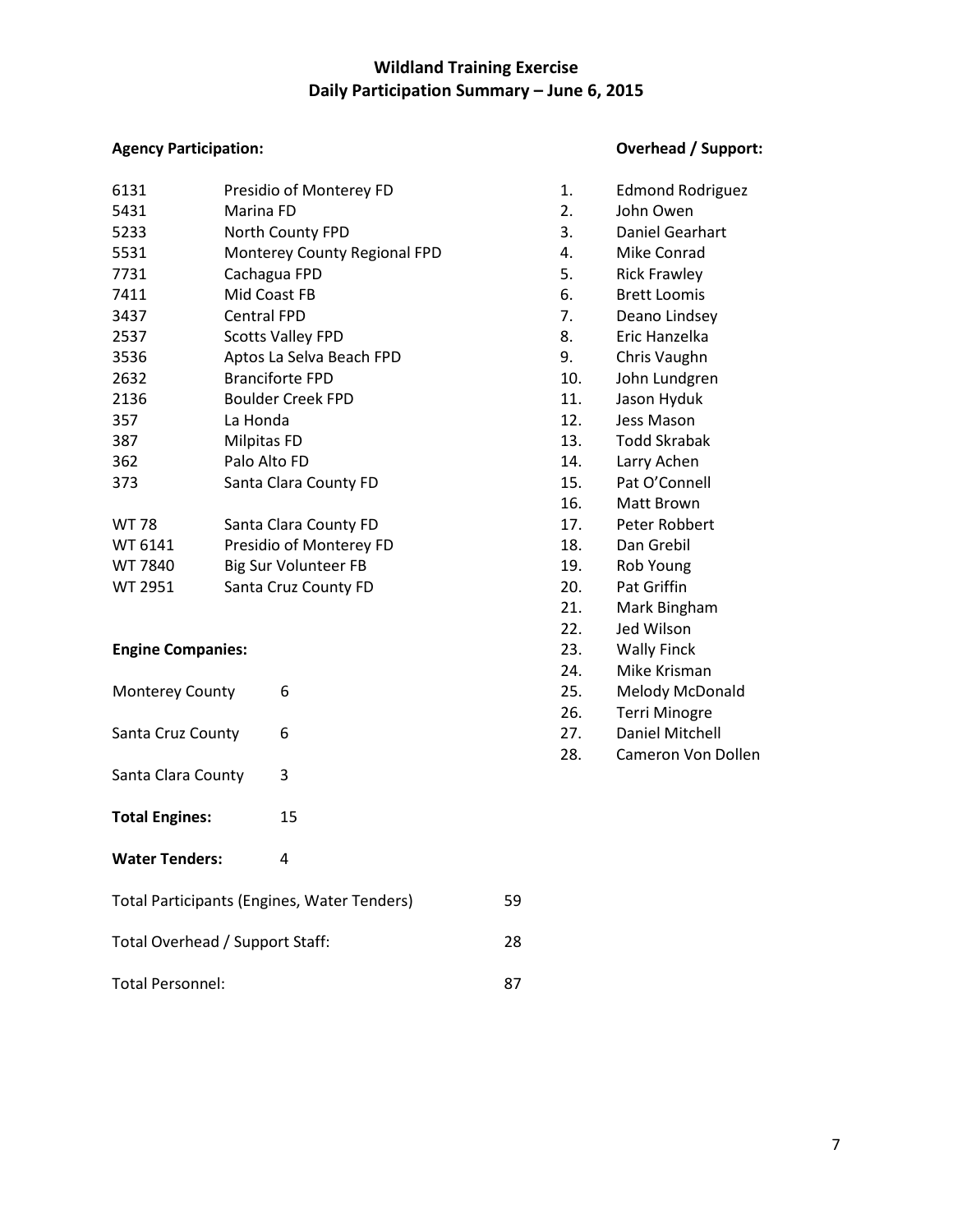# Wildland Training Exercise
## Daily Participation Summary – June 6, 2015

### Agency Participation:

| | |
|---|---|
| 6131 | Presidio of Monterey FD |
| 5431 | Marina FD |
| 5233 | North County FPD |
| 5531 | Monterey County Regional FPD |
| 7731 | Cachagua FPD |
| 7411 | Mid Coast FB |
| 3437 | Central FPD |
| 2537 | Scotts Valley FPD |
| 3536 | Aptos La Selva Beach FPD |
| 2632 | Branciforte FPD |
| 2136 | Boulder Creek FPD |
| 357 | La Honda |
| 387 | Milpitas FD |
| 362 | Palo Alto FD |
| 373 | Santa Clara County FD |
| | |
| WT 78 | Santa Clara County FD |
| WT 6141 | Presidio of Monterey FD |
| WT 7840 | Big Sur Volunteer FB |
| WT 2951 | Santa Cruz County FD |

### Engine Companies:

| | |
|---|---|
| Monterey County | 6 |
| Santa Cruz County | 6 |
| Santa Clara County | 3 |
| **Total Engines:** | 15 |
| **Water Tenders:** | 4 |

| | |
|---|---|
| Total Participants (Engines, Water Tenders) | 59 |
| Total Overhead / Support Staff: | 28 |
| Total Personnel: | 87 |

### Overhead / Support:

1. Edmond Rodriguez
2. John Owen
3. Daniel Gearhart
4. Mike Conrad
5. Rick Frawley
6. Brett Loomis
7. Deano Lindsey
8. Eric Hanzelka
9. Chris Vaughn
10. John Lundgren
11. Jason Hyduk
12. Jess Mason
13. Todd Skrabak
14. Larry Achen
15. Pat O'Connell
16. Matt Brown
17. Peter Robbert
18. Dan Grebil
19. Rob Young
20. Pat Griffin
21. Mark Bingham
22. Jed Wilson
23. Wally Finck
24. Mike Krisman
25. Melody McDonald
26. Terri Minogre
27. Daniel Mitchell
28. Cameron Von Dollen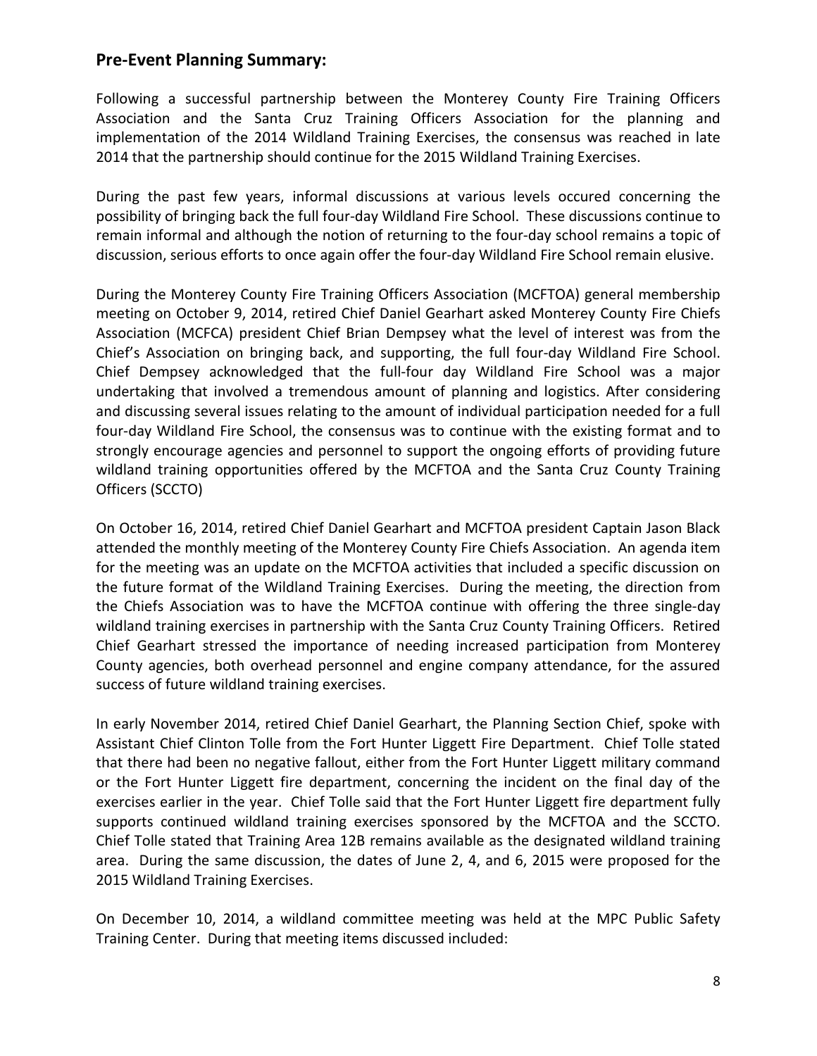## Pre-Event Planning Summary:

Following a successful partnership between the Monterey County Fire Training Officers Association and the Santa Cruz Training Officers Association for the planning and implementation of the 2014 Wildland Training Exercises, the consensus was reached in late 2014 that the partnership should continue for the 2015 Wildland Training Exercises.

During the past few years, informal discussions at various levels occured concerning the possibility of bringing back the full four-day Wildland Fire School. These discussions continue to remain informal and although the notion of returning to the four-day school remains a topic of discussion, serious efforts to once again offer the four-day Wildland Fire School remain elusive.

During the Monterey County Fire Training Officers Association (MCFTOA) general membership meeting on October 9, 2014, retired Chief Daniel Gearhart asked Monterey County Fire Chiefs Association (MCFCA) president Chief Brian Dempsey what the level of interest was from the Chief's Association on bringing back, and supporting, the full four-day Wildland Fire School. Chief Dempsey acknowledged that the full-four day Wildland Fire School was a major undertaking that involved a tremendous amount of planning and logistics. After considering and discussing several issues relating to the amount of individual participation needed for a full four-day Wildland Fire School, the consensus was to continue with the existing format and to strongly encourage agencies and personnel to support the ongoing efforts of providing future wildland training opportunities offered by the MCFTOA and the Santa Cruz County Training Officers (SCCTO)

On October 16, 2014, retired Chief Daniel Gearhart and MCFTOA president Captain Jason Black attended the monthly meeting of the Monterey County Fire Chiefs Association. An agenda item for the meeting was an update on the MCFTOA activities that included a specific discussion on the future format of the Wildland Training Exercises. During the meeting, the direction from the Chiefs Association was to have the MCFTOA continue with offering the three single-day wildland training exercises in partnership with the Santa Cruz County Training Officers. Retired Chief Gearhart stressed the importance of needing increased participation from Monterey County agencies, both overhead personnel and engine company attendance, for the assured success of future wildland training exercises.

In early November 2014, retired Chief Daniel Gearhart, the Planning Section Chief, spoke with Assistant Chief Clinton Tolle from the Fort Hunter Liggett Fire Department. Chief Tolle stated that there had been no negative fallout, either from the Fort Hunter Liggett military command or the Fort Hunter Liggett fire department, concerning the incident on the final day of the exercises earlier in the year. Chief Tolle said that the Fort Hunter Liggett fire department fully supports continued wildland training exercises sponsored by the MCFTOA and the SCCTO. Chief Tolle stated that Training Area 12B remains available as the designated wildland training area. During the same discussion, the dates of June 2, 4, and 6, 2015 were proposed for the 2015 Wildland Training Exercises.

On December 10, 2014, a wildland committee meeting was held at the MPC Public Safety Training Center. During that meeting items discussed included: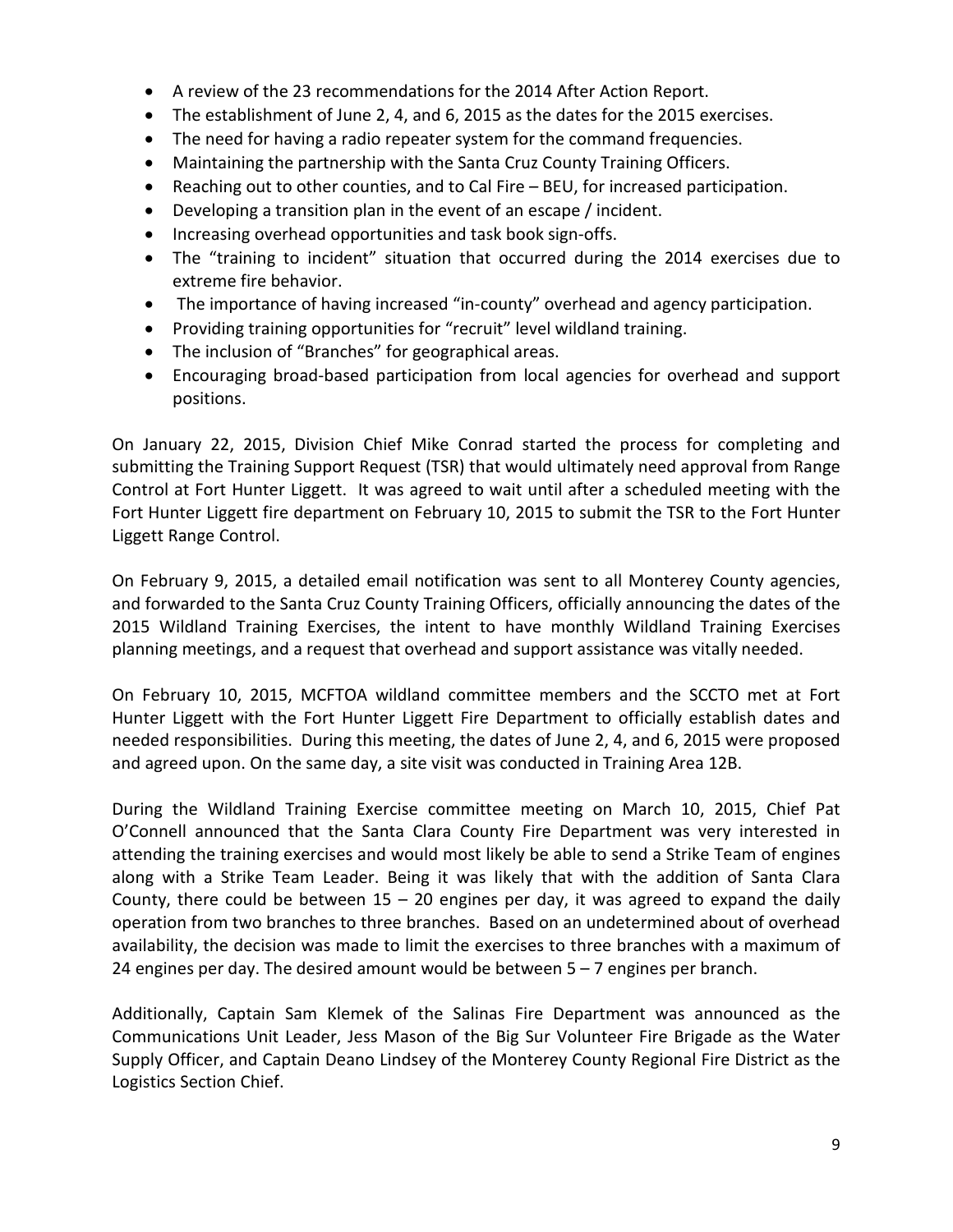- A review of the 23 recommendations for the 2014 After Action Report.
- The establishment of June 2, 4, and 6, 2015 as the dates for the 2015 exercises.
- The need for having a radio repeater system for the command frequencies.
- Maintaining the partnership with the Santa Cruz County Training Officers.
- Reaching out to other counties, and to Cal Fire – BEU, for increased participation.
- Developing a transition plan in the event of an escape / incident.
- Increasing overhead opportunities and task book sign-offs.
- The "training to incident" situation that occurred during the 2014 exercises due to extreme fire behavior.
- The importance of having increased "in-county" overhead and agency participation.
- Providing training opportunities for "recruit" level wildland training.
- The inclusion of "Branches" for geographical areas.
- Encouraging broad-based participation from local agencies for overhead and support positions.

On January 22, 2015, Division Chief Mike Conrad started the process for completing and submitting the Training Support Request (TSR) that would ultimately need approval from Range Control at Fort Hunter Liggett. It was agreed to wait until after a scheduled meeting with the Fort Hunter Liggett fire department on February 10, 2015 to submit the TSR to the Fort Hunter Liggett Range Control.

On February 9, 2015, a detailed email notification was sent to all Monterey County agencies, and forwarded to the Santa Cruz County Training Officers, officially announcing the dates of the 2015 Wildland Training Exercises, the intent to have monthly Wildland Training Exercises planning meetings, and a request that overhead and support assistance was vitally needed.

On February 10, 2015, MCFTOA wildland committee members and the SCCTO met at Fort Hunter Liggett with the Fort Hunter Liggett Fire Department to officially establish dates and needed responsibilities. During this meeting, the dates of June 2, 4, and 6, 2015 were proposed and agreed upon. On the same day, a site visit was conducted in Training Area 12B.

During the Wildland Training Exercise committee meeting on March 10, 2015, Chief Pat O'Connell announced that the Santa Clara County Fire Department was very interested in attending the training exercises and would most likely be able to send a Strike Team of engines along with a Strike Team Leader. Being it was likely that with the addition of Santa Clara County, there could be between 15 – 20 engines per day, it was agreed to expand the daily operation from two branches to three branches. Based on an undetermined about of overhead availability, the decision was made to limit the exercises to three branches with a maximum of 24 engines per day. The desired amount would be between 5 – 7 engines per branch.

Additionally, Captain Sam Klemek of the Salinas Fire Department was announced as the Communications Unit Leader, Jess Mason of the Big Sur Volunteer Fire Brigade as the Water Supply Officer, and Captain Deano Lindsey of the Monterey County Regional Fire District as the Logistics Section Chief.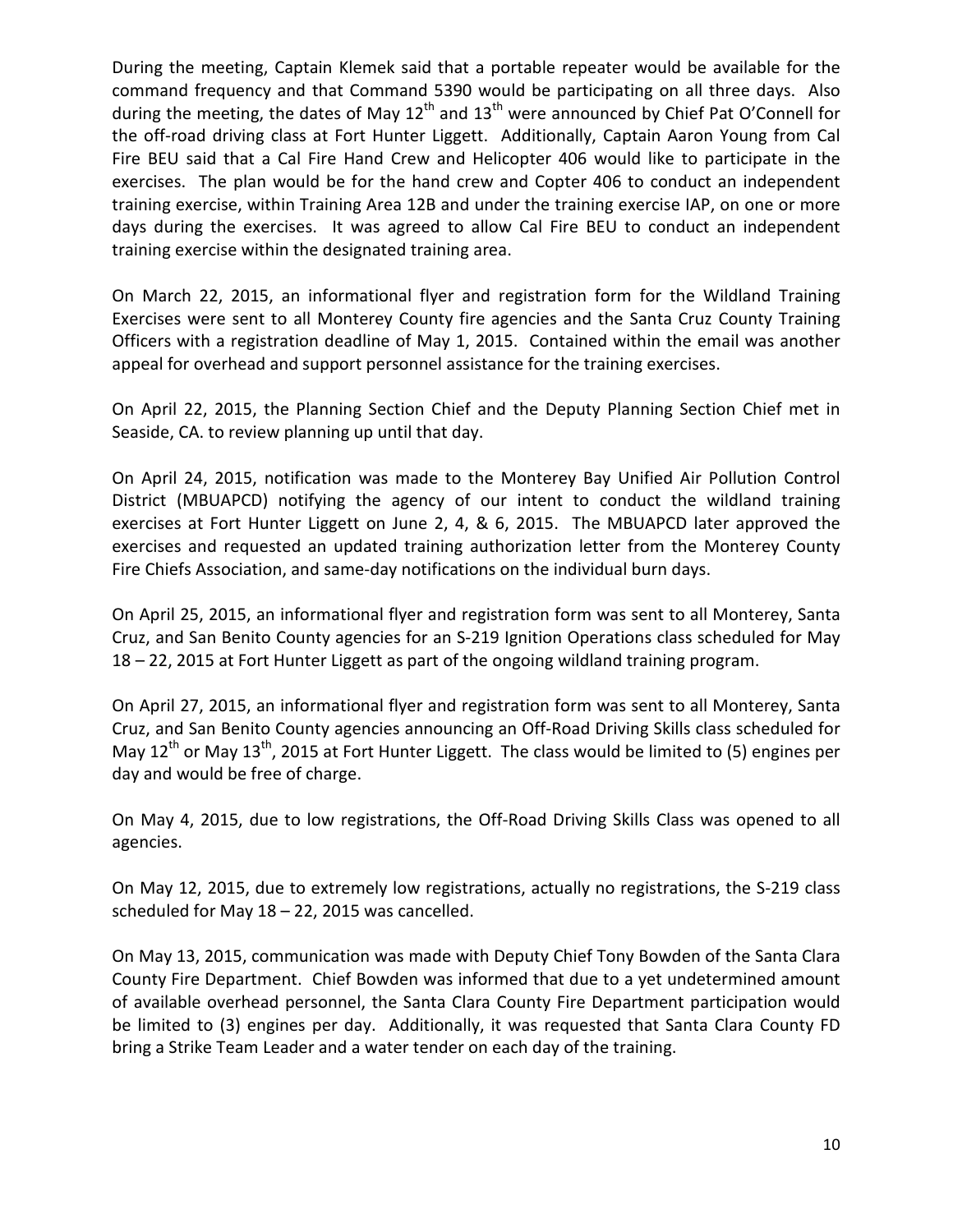During the meeting, Captain Klemek said that a portable repeater would be available for the command frequency and that Command 5390 would be participating on all three days. Also during the meeting, the dates of May 12th and 13th were announced by Chief Pat O'Connell for the off-road driving class at Fort Hunter Liggett. Additionally, Captain Aaron Young from Cal Fire BEU said that a Cal Fire Hand Crew and Helicopter 406 would like to participate in the exercises. The plan would be for the hand crew and Copter 406 to conduct an independent training exercise, within Training Area 12B and under the training exercise IAP, on one or more days during the exercises. It was agreed to allow Cal Fire BEU to conduct an independent training exercise within the designated training area.

On March 22, 2015, an informational flyer and registration form for the Wildland Training Exercises were sent to all Monterey County fire agencies and the Santa Cruz County Training Officers with a registration deadline of May 1, 2015. Contained within the email was another appeal for overhead and support personnel assistance for the training exercises.

On April 22, 2015, the Planning Section Chief and the Deputy Planning Section Chief met in Seaside, CA. to review planning up until that day.

On April 24, 2015, notification was made to the Monterey Bay Unified Air Pollution Control District (MBUAPCD) notifying the agency of our intent to conduct the wildland training exercises at Fort Hunter Liggett on June 2, 4, & 6, 2015. The MBUAPCD later approved the exercises and requested an updated training authorization letter from the Monterey County Fire Chiefs Association, and same-day notifications on the individual burn days.

On April 25, 2015, an informational flyer and registration form was sent to all Monterey, Santa Cruz, and San Benito County agencies for an S-219 Ignition Operations class scheduled for May 18 – 22, 2015 at Fort Hunter Liggett as part of the ongoing wildland training program.

On April 27, 2015, an informational flyer and registration form was sent to all Monterey, Santa Cruz, and San Benito County agencies announcing an Off-Road Driving Skills class scheduled for May 12th or May 13th, 2015 at Fort Hunter Liggett. The class would be limited to (5) engines per day and would be free of charge.

On May 4, 2015, due to low registrations, the Off-Road Driving Skills Class was opened to all agencies.

On May 12, 2015, due to extremely low registrations, actually no registrations, the S-219 class scheduled for May 18 – 22, 2015 was cancelled.

On May 13, 2015, communication was made with Deputy Chief Tony Bowden of the Santa Clara County Fire Department. Chief Bowden was informed that due to a yet undetermined amount of available overhead personnel, the Santa Clara County Fire Department participation would be limited to (3) engines per day. Additionally, it was requested that Santa Clara County FD bring a Strike Team Leader and a water tender on each day of the training.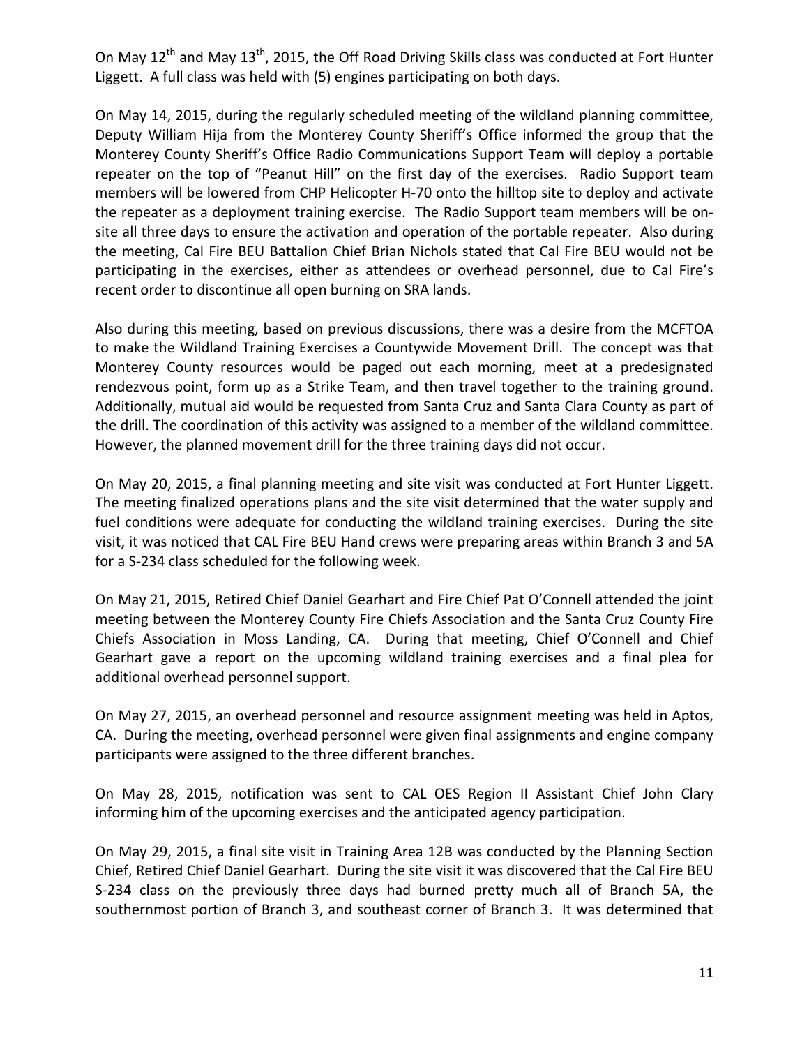On May 12th and May 13th, 2015, the Off Road Driving Skills class was conducted at Fort Hunter Liggett. A full class was held with (5) engines participating on both days.

On May 14, 2015, during the regularly scheduled meeting of the wildland planning committee, Deputy William Hija from the Monterey County Sheriff's Office informed the group that the Monterey County Sheriff's Office Radio Communications Support Team will deploy a portable repeater on the top of "Peanut Hill" on the first day of the exercises. Radio Support team members will be lowered from CHP Helicopter H-70 onto the hilltop site to deploy and activate the repeater as a deployment training exercise. The Radio Support team members will be on-site all three days to ensure the activation and operation of the portable repeater. Also during the meeting, Cal Fire BEU Battalion Chief Brian Nichols stated that Cal Fire BEU would not be participating in the exercises, either as attendees or overhead personnel, due to Cal Fire's recent order to discontinue all open burning on SRA lands.

Also during this meeting, based on previous discussions, there was a desire from the MCFTOA to make the Wildland Training Exercises a Countywide Movement Drill. The concept was that Monterey County resources would be paged out each morning, meet at a predesignated rendezvous point, form up as a Strike Team, and then travel together to the training ground. Additionally, mutual aid would be requested from Santa Cruz and Santa Clara County as part of the drill. The coordination of this activity was assigned to a member of the wildland committee. However, the planned movement drill for the three training days did not occur.

On May 20, 2015, a final planning meeting and site visit was conducted at Fort Hunter Liggett. The meeting finalized operations plans and the site visit determined that the water supply and fuel conditions were adequate for conducting the wildland training exercises. During the site visit, it was noticed that CAL Fire BEU Hand crews were preparing areas within Branch 3 and 5A for a S-234 class scheduled for the following week.

On May 21, 2015, Retired Chief Daniel Gearhart and Fire Chief Pat O'Connell attended the joint meeting between the Monterey County Fire Chiefs Association and the Santa Cruz County Fire Chiefs Association in Moss Landing, CA. During that meeting, Chief O'Connell and Chief Gearhart gave a report on the upcoming wildland training exercises and a final plea for additional overhead personnel support.

On May 27, 2015, an overhead personnel and resource assignment meeting was held in Aptos, CA. During the meeting, overhead personnel were given final assignments and engine company participants were assigned to the three different branches.

On May 28, 2015, notification was sent to CAL OES Region II Assistant Chief John Clary informing him of the upcoming exercises and the anticipated agency participation.

On May 29, 2015, a final site visit in Training Area 12B was conducted by the Planning Section Chief, Retired Chief Daniel Gearhart. During the site visit it was discovered that the Cal Fire BEU S-234 class on the previously three days had burned pretty much all of Branch 5A, the southernmost portion of Branch 3, and southeast corner of Branch 3. It was determined that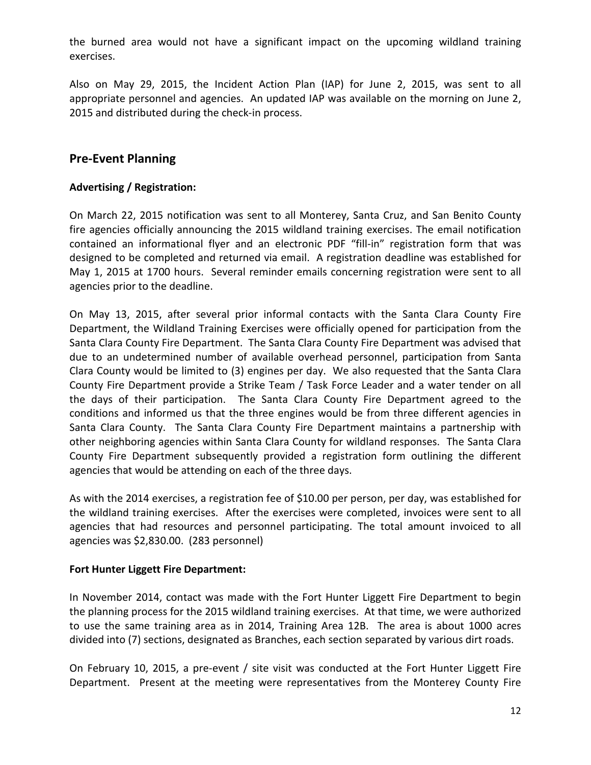the burned area would not have a significant impact on the upcoming wildland training exercises.

Also on May 29, 2015, the Incident Action Plan (IAP) for June 2, 2015, was sent to all appropriate personnel and agencies. An updated IAP was available on the morning on June 2, 2015 and distributed during the check-in process.

## Pre-Event Planning

**Advertising / Registration:**

On March 22, 2015 notification was sent to all Monterey, Santa Cruz, and San Benito County fire agencies officially announcing the 2015 wildland training exercises. The email notification contained an informational flyer and an electronic PDF "fill-in" registration form that was designed to be completed and returned via email. A registration deadline was established for May 1, 2015 at 1700 hours. Several reminder emails concerning registration were sent to all agencies prior to the deadline.

On May 13, 2015, after several prior informal contacts with the Santa Clara County Fire Department, the Wildland Training Exercises were officially opened for participation from the Santa Clara County Fire Department. The Santa Clara County Fire Department was advised that due to an undetermined number of available overhead personnel, participation from Santa Clara County would be limited to (3) engines per day. We also requested that the Santa Clara County Fire Department provide a Strike Team / Task Force Leader and a water tender on all the days of their participation. The Santa Clara County Fire Department agreed to the conditions and informed us that the three engines would be from three different agencies in Santa Clara County. The Santa Clara County Fire Department maintains a partnership with other neighboring agencies within Santa Clara County for wildland responses. The Santa Clara County Fire Department subsequently provided a registration form outlining the different agencies that would be attending on each of the three days.

As with the 2014 exercises, a registration fee of $10.00 per person, per day, was established for the wildland training exercises. After the exercises were completed, invoices were sent to all agencies that had resources and personnel participating. The total amount invoiced to all agencies was $2,830.00. (283 personnel)

**Fort Hunter Liggett Fire Department:**

In November 2014, contact was made with the Fort Hunter Liggett Fire Department to begin the planning process for the 2015 wildland training exercises. At that time, we were authorized to use the same training area as in 2014, Training Area 12B. The area is about 1000 acres divided into (7) sections, designated as Branches, each section separated by various dirt roads.

On February 10, 2015, a pre-event / site visit was conducted at the Fort Hunter Liggett Fire Department. Present at the meeting were representatives from the Monterey County Fire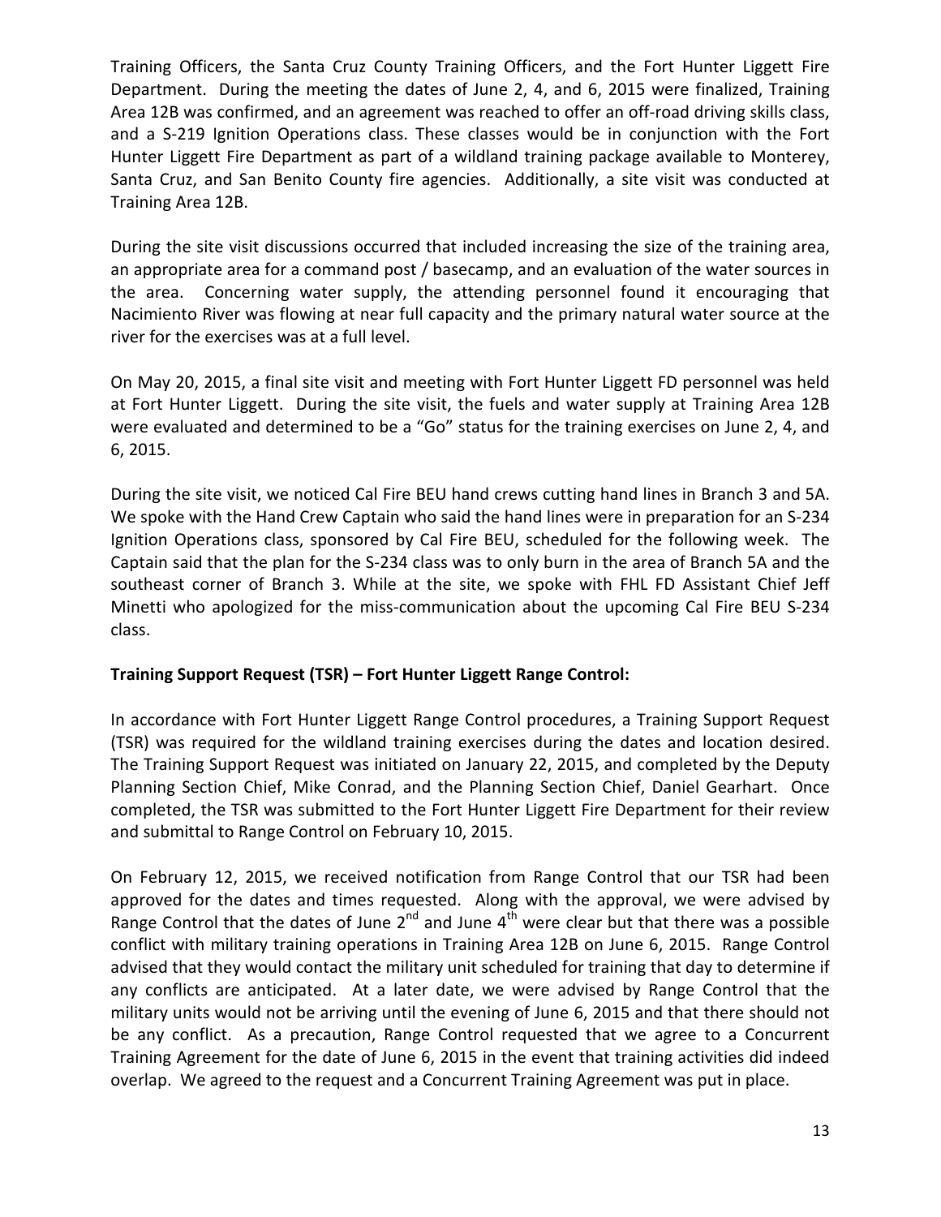Training Officers, the Santa Cruz County Training Officers, and the Fort Hunter Liggett Fire Department. During the meeting the dates of June 2, 4, and 6, 2015 were finalized, Training Area 12B was confirmed, and an agreement was reached to offer an off-road driving skills class, and a S-219 Ignition Operations class. These classes would be in conjunction with the Fort Hunter Liggett Fire Department as part of a wildland training package available to Monterey, Santa Cruz, and San Benito County fire agencies. Additionally, a site visit was conducted at Training Area 12B.

During the site visit discussions occurred that included increasing the size of the training area, an appropriate area for a command post / basecamp, and an evaluation of the water sources in the area. Concerning water supply, the attending personnel found it encouraging that Nacimiento River was flowing at near full capacity and the primary natural water source at the river for the exercises was at a full level.

On May 20, 2015, a final site visit and meeting with Fort Hunter Liggett FD personnel was held at Fort Hunter Liggett. During the site visit, the fuels and water supply at Training Area 12B were evaluated and determined to be a "Go" status for the training exercises on June 2, 4, and 6, 2015.

During the site visit, we noticed Cal Fire BEU hand crews cutting hand lines in Branch 3 and 5A. We spoke with the Hand Crew Captain who said the hand lines were in preparation for an S-234 Ignition Operations class, sponsored by Cal Fire BEU, scheduled for the following week. The Captain said that the plan for the S-234 class was to only burn in the area of Branch 5A and the southeast corner of Branch 3. While at the site, we spoke with FHL FD Assistant Chief Jeff Minetti who apologized for the miss-communication about the upcoming Cal Fire BEU S-234 class.

**Training Support Request (TSR) – Fort Hunter Liggett Range Control:**

In accordance with Fort Hunter Liggett Range Control procedures, a Training Support Request (TSR) was required for the wildland training exercises during the dates and location desired. The Training Support Request was initiated on January 22, 2015, and completed by the Deputy Planning Section Chief, Mike Conrad, and the Planning Section Chief, Daniel Gearhart. Once completed, the TSR was submitted to the Fort Hunter Liggett Fire Department for their review and submittal to Range Control on February 10, 2015.

On February 12, 2015, we received notification from Range Control that our TSR had been approved for the dates and times requested. Along with the approval, we were advised by Range Control that the dates of June 2nd and June 4th were clear but that there was a possible conflict with military training operations in Training Area 12B on June 6, 2015. Range Control advised that they would contact the military unit scheduled for training that day to determine if any conflicts are anticipated. At a later date, we were advised by Range Control that the military units would not be arriving until the evening of June 6, 2015 and that there should not be any conflict. As a precaution, Range Control requested that we agree to a Concurrent Training Agreement for the date of June 6, 2015 in the event that training activities did indeed overlap. We agreed to the request and a Concurrent Training Agreement was put in place.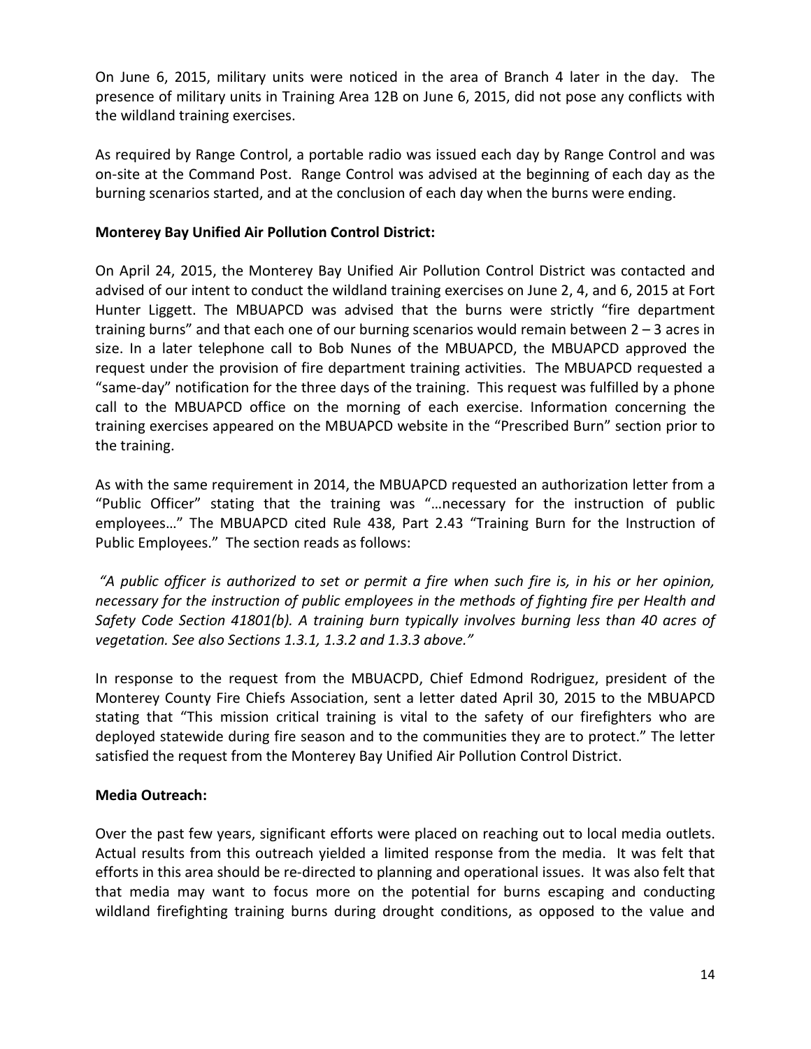On June 6, 2015, military units were noticed in the area of Branch 4 later in the day. The presence of military units in Training Area 12B on June 6, 2015, did not pose any conflicts with the wildland training exercises.

As required by Range Control, a portable radio was issued each day by Range Control and was on-site at the Command Post. Range Control was advised at the beginning of each day as the burning scenarios started, and at the conclusion of each day when the burns were ending.

**Monterey Bay Unified Air Pollution Control District:**

On April 24, 2015, the Monterey Bay Unified Air Pollution Control District was contacted and advised of our intent to conduct the wildland training exercises on June 2, 4, and 6, 2015 at Fort Hunter Liggett. The MBUAPCD was advised that the burns were strictly "fire department training burns" and that each one of our burning scenarios would remain between 2 – 3 acres in size. In a later telephone call to Bob Nunes of the MBUAPCD, the MBUAPCD approved the request under the provision of fire department training activities. The MBUAPCD requested a "same-day" notification for the three days of the training. This request was fulfilled by a phone call to the MBUAPCD office on the morning of each exercise. Information concerning the training exercises appeared on the MBUAPCD website in the "Prescribed Burn" section prior to the training.

As with the same requirement in 2014, the MBUAPCD requested an authorization letter from a "Public Officer" stating that the training was "…necessary for the instruction of public employees…" The MBUAPCD cited Rule 438, Part 2.43 "Training Burn for the Instruction of Public Employees." The section reads as follows:

*"A public officer is authorized to set or permit a fire when such fire is, in his or her opinion, necessary for the instruction of public employees in the methods of fighting fire per Health and Safety Code Section 41801(b). A training burn typically involves burning less than 40 acres of vegetation. See also Sections 1.3.1, 1.3.2 and 1.3.3 above."*

In response to the request from the MBUACPD, Chief Edmond Rodriguez, president of the Monterey County Fire Chiefs Association, sent a letter dated April 30, 2015 to the MBUAPCD stating that "This mission critical training is vital to the safety of our firefighters who are deployed statewide during fire season and to the communities they are to protect." The letter satisfied the request from the Monterey Bay Unified Air Pollution Control District.

**Media Outreach:**

Over the past few years, significant efforts were placed on reaching out to local media outlets. Actual results from this outreach yielded a limited response from the media. It was felt that efforts in this area should be re-directed to planning and operational issues. It was also felt that that media may want to focus more on the potential for burns escaping and conducting wildland firefighting training burns during drought conditions, as opposed to the value and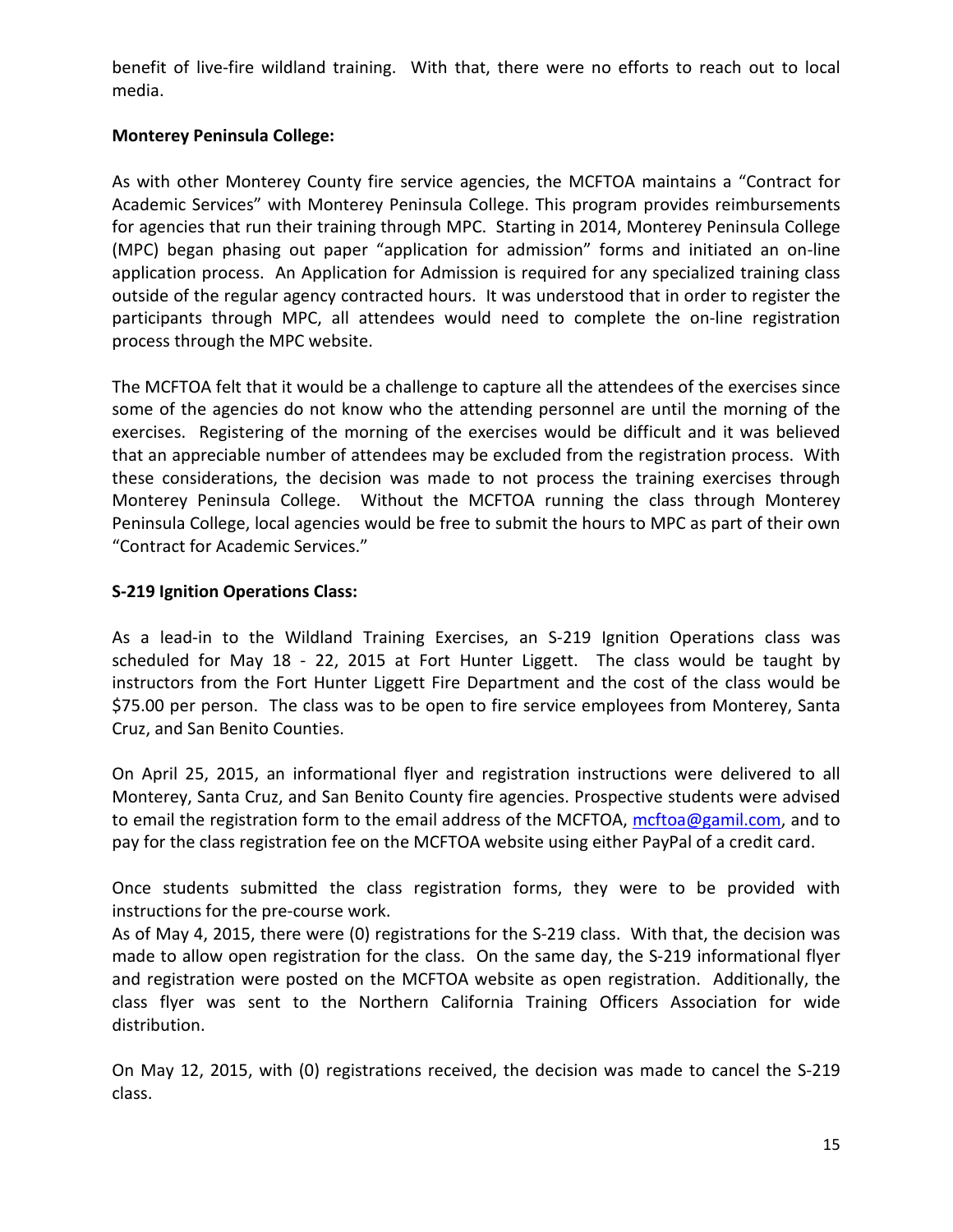benefit of live-fire wildland training. With that, there were no efforts to reach out to local media.

**Monterey Peninsula College:**

As with other Monterey County fire service agencies, the MCFTOA maintains a "Contract for Academic Services" with Monterey Peninsula College. This program provides reimbursements for agencies that run their training through MPC. Starting in 2014, Monterey Peninsula College (MPC) began phasing out paper "application for admission" forms and initiated an on-line application process. An Application for Admission is required for any specialized training class outside of the regular agency contracted hours. It was understood that in order to register the participants through MPC, all attendees would need to complete the on-line registration process through the MPC website.

The MCFTOA felt that it would be a challenge to capture all the attendees of the exercises since some of the agencies do not know who the attending personnel are until the morning of the exercises. Registering of the morning of the exercises would be difficult and it was believed that an appreciable number of attendees may be excluded from the registration process. With these considerations, the decision was made to not process the training exercises through Monterey Peninsula College. Without the MCFTOA running the class through Monterey Peninsula College, local agencies would be free to submit the hours to MPC as part of their own "Contract for Academic Services."

**S-219 Ignition Operations Class:**

As a lead-in to the Wildland Training Exercises, an S-219 Ignition Operations class was scheduled for May 18 - 22, 2015 at Fort Hunter Liggett. The class would be taught by instructors from the Fort Hunter Liggett Fire Department and the cost of the class would be $75.00 per person. The class was to be open to fire service employees from Monterey, Santa Cruz, and San Benito Counties.

On April 25, 2015, an informational flyer and registration instructions were delivered to all Monterey, Santa Cruz, and San Benito County fire agencies. Prospective students were advised to email the registration form to the email address of the MCFTOA, mcftoa@gamil.com, and to pay for the class registration fee on the MCFTOA website using either PayPal of a credit card.

Once students submitted the class registration forms, they were to be provided with instructions for the pre-course work.
As of May 4, 2015, there were (0) registrations for the S-219 class. With that, the decision was made to allow open registration for the class. On the same day, the S-219 informational flyer and registration were posted on the MCFTOA website as open registration. Additionally, the class flyer was sent to the Northern California Training Officers Association for wide distribution.

On May 12, 2015, with (0) registrations received, the decision was made to cancel the S-219 class.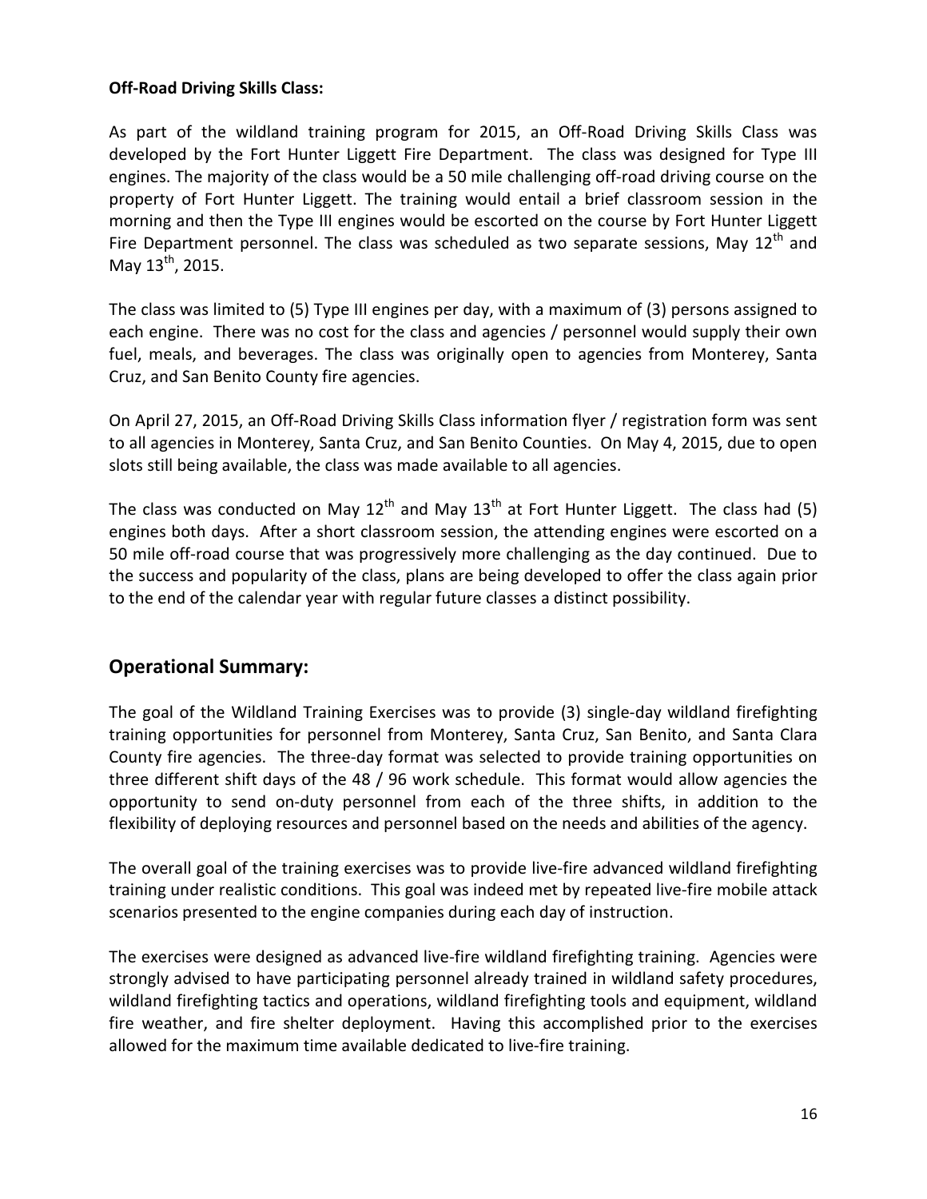**Off-Road Driving Skills Class:**

As part of the wildland training program for 2015, an Off-Road Driving Skills Class was developed by the Fort Hunter Liggett Fire Department. The class was designed for Type III engines. The majority of the class would be a 50 mile challenging off-road driving course on the property of Fort Hunter Liggett. The training would entail a brief classroom session in the morning and then the Type III engines would be escorted on the course by Fort Hunter Liggett Fire Department personnel. The class was scheduled as two separate sessions, May 12th and May 13th, 2015.

The class was limited to (5) Type III engines per day, with a maximum of (3) persons assigned to each engine. There was no cost for the class and agencies / personnel would supply their own fuel, meals, and beverages. The class was originally open to agencies from Monterey, Santa Cruz, and San Benito County fire agencies.

On April 27, 2015, an Off-Road Driving Skills Class information flyer / registration form was sent to all agencies in Monterey, Santa Cruz, and San Benito Counties. On May 4, 2015, due to open slots still being available, the class was made available to all agencies.

The class was conducted on May 12th and May 13th at Fort Hunter Liggett. The class had (5) engines both days. After a short classroom session, the attending engines were escorted on a 50 mile off-road course that was progressively more challenging as the day continued. Due to the success and popularity of the class, plans are being developed to offer the class again prior to the end of the calendar year with regular future classes a distinct possibility.

## Operational Summary:

The goal of the Wildland Training Exercises was to provide (3) single-day wildland firefighting training opportunities for personnel from Monterey, Santa Cruz, San Benito, and Santa Clara County fire agencies. The three-day format was selected to provide training opportunities on three different shift days of the 48 / 96 work schedule. This format would allow agencies the opportunity to send on-duty personnel from each of the three shifts, in addition to the flexibility of deploying resources and personnel based on the needs and abilities of the agency.

The overall goal of the training exercises was to provide live-fire advanced wildland firefighting training under realistic conditions. This goal was indeed met by repeated live-fire mobile attack scenarios presented to the engine companies during each day of instruction.

The exercises were designed as advanced live-fire wildland firefighting training. Agencies were strongly advised to have participating personnel already trained in wildland safety procedures, wildland firefighting tactics and operations, wildland firefighting tools and equipment, wildland fire weather, and fire shelter deployment. Having this accomplished prior to the exercises allowed for the maximum time available dedicated to live-fire training.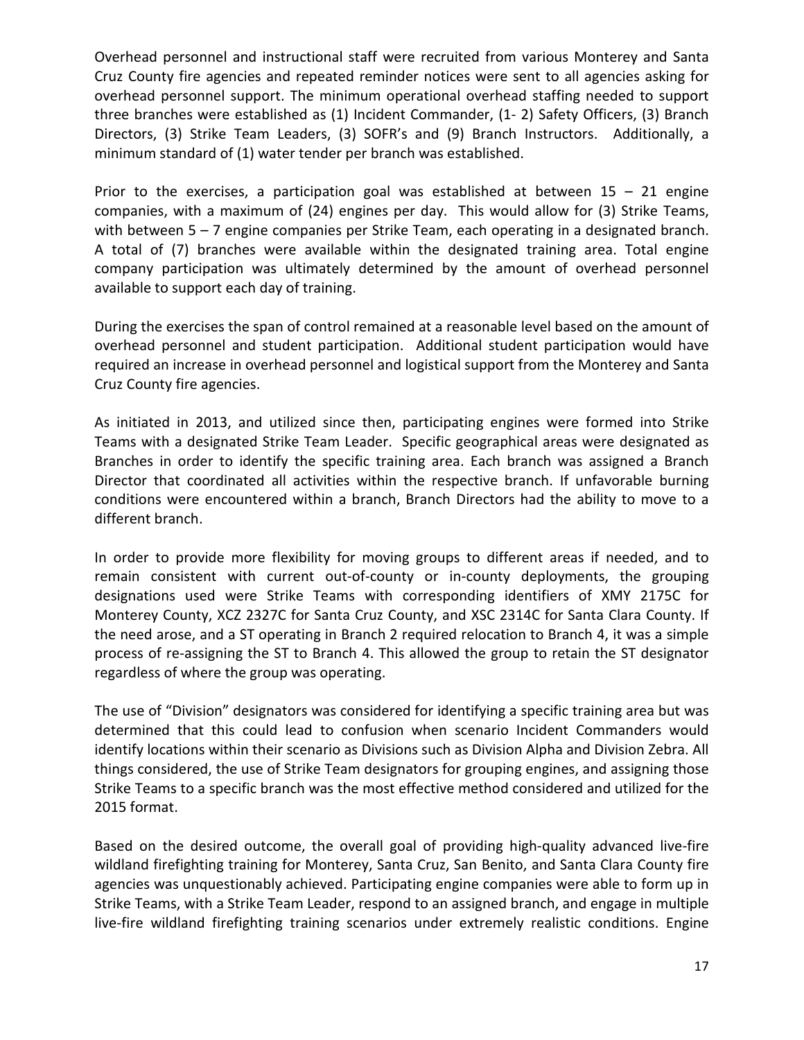Overhead personnel and instructional staff were recruited from various Monterey and Santa Cruz County fire agencies and repeated reminder notices were sent to all agencies asking for overhead personnel support. The minimum operational overhead staffing needed to support three branches were established as (1) Incident Commander, (1- 2) Safety Officers, (3) Branch Directors, (3) Strike Team Leaders, (3) SOFR's and (9) Branch Instructors. Additionally, a minimum standard of (1) water tender per branch was established.

Prior to the exercises, a participation goal was established at between 15 – 21 engine companies, with a maximum of (24) engines per day. This would allow for (3) Strike Teams, with between 5 – 7 engine companies per Strike Team, each operating in a designated branch. A total of (7) branches were available within the designated training area. Total engine company participation was ultimately determined by the amount of overhead personnel available to support each day of training.

During the exercises the span of control remained at a reasonable level based on the amount of overhead personnel and student participation. Additional student participation would have required an increase in overhead personnel and logistical support from the Monterey and Santa Cruz County fire agencies.

As initiated in 2013, and utilized since then, participating engines were formed into Strike Teams with a designated Strike Team Leader. Specific geographical areas were designated as Branches in order to identify the specific training area. Each branch was assigned a Branch Director that coordinated all activities within the respective branch. If unfavorable burning conditions were encountered within a branch, Branch Directors had the ability to move to a different branch.

In order to provide more flexibility for moving groups to different areas if needed, and to remain consistent with current out-of-county or in-county deployments, the grouping designations used were Strike Teams with corresponding identifiers of XMY 2175C for Monterey County, XCZ 2327C for Santa Cruz County, and XSC 2314C for Santa Clara County. If the need arose, and a ST operating in Branch 2 required relocation to Branch 4, it was a simple process of re-assigning the ST to Branch 4. This allowed the group to retain the ST designator regardless of where the group was operating.

The use of "Division" designators was considered for identifying a specific training area but was determined that this could lead to confusion when scenario Incident Commanders would identify locations within their scenario as Divisions such as Division Alpha and Division Zebra. All things considered, the use of Strike Team designators for grouping engines, and assigning those Strike Teams to a specific branch was the most effective method considered and utilized for the 2015 format.

Based on the desired outcome, the overall goal of providing high-quality advanced live-fire wildland firefighting training for Monterey, Santa Cruz, San Benito, and Santa Clara County fire agencies was unquestionably achieved. Participating engine companies were able to form up in Strike Teams, with a Strike Team Leader, respond to an assigned branch, and engage in multiple live-fire wildland firefighting training scenarios under extremely realistic conditions. Engine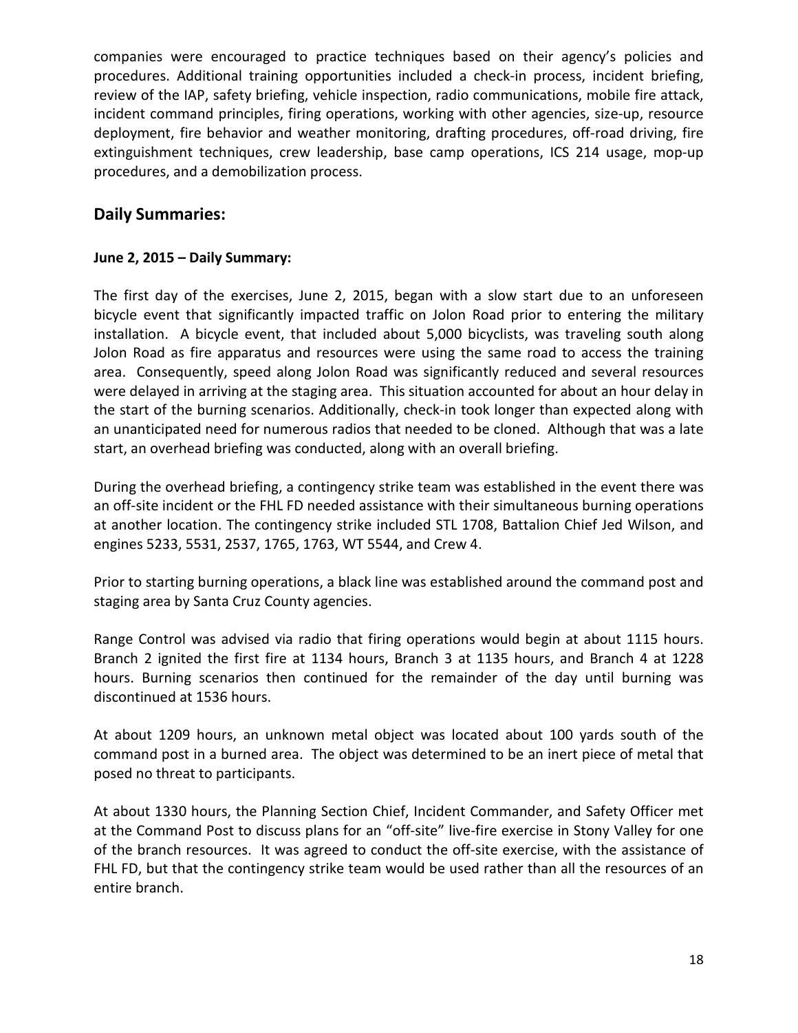companies were encouraged to practice techniques based on their agency's policies and procedures. Additional training opportunities included a check-in process, incident briefing, review of the IAP, safety briefing, vehicle inspection, radio communications, mobile fire attack, incident command principles, firing operations, working with other agencies, size-up, resource deployment, fire behavior and weather monitoring, drafting procedures, off-road driving, fire extinguishment techniques, crew leadership, base camp operations, ICS 214 usage, mop-up procedures, and a demobilization process.

## Daily Summaries:

### June 2, 2015 – Daily Summary:

The first day of the exercises, June 2, 2015, began with a slow start due to an unforeseen bicycle event that significantly impacted traffic on Jolon Road prior to entering the military installation. A bicycle event, that included about 5,000 bicyclists, was traveling south along Jolon Road as fire apparatus and resources were using the same road to access the training area. Consequently, speed along Jolon Road was significantly reduced and several resources were delayed in arriving at the staging area. This situation accounted for about an hour delay in the start of the burning scenarios. Additionally, check-in took longer than expected along with an unanticipated need for numerous radios that needed to be cloned. Although that was a late start, an overhead briefing was conducted, along with an overall briefing.

During the overhead briefing, a contingency strike team was established in the event there was an off-site incident or the FHL FD needed assistance with their simultaneous burning operations at another location. The contingency strike included STL 1708, Battalion Chief Jed Wilson, and engines 5233, 5531, 2537, 1765, 1763, WT 5544, and Crew 4.

Prior to starting burning operations, a black line was established around the command post and staging area by Santa Cruz County agencies.

Range Control was advised via radio that firing operations would begin at about 1115 hours. Branch 2 ignited the first fire at 1134 hours, Branch 3 at 1135 hours, and Branch 4 at 1228 hours. Burning scenarios then continued for the remainder of the day until burning was discontinued at 1536 hours.

At about 1209 hours, an unknown metal object was located about 100 yards south of the command post in a burned area. The object was determined to be an inert piece of metal that posed no threat to participants.

At about 1330 hours, the Planning Section Chief, Incident Commander, and Safety Officer met at the Command Post to discuss plans for an "off-site" live-fire exercise in Stony Valley for one of the branch resources. It was agreed to conduct the off-site exercise, with the assistance of FHL FD, but that the contingency strike team would be used rather than all the resources of an entire branch.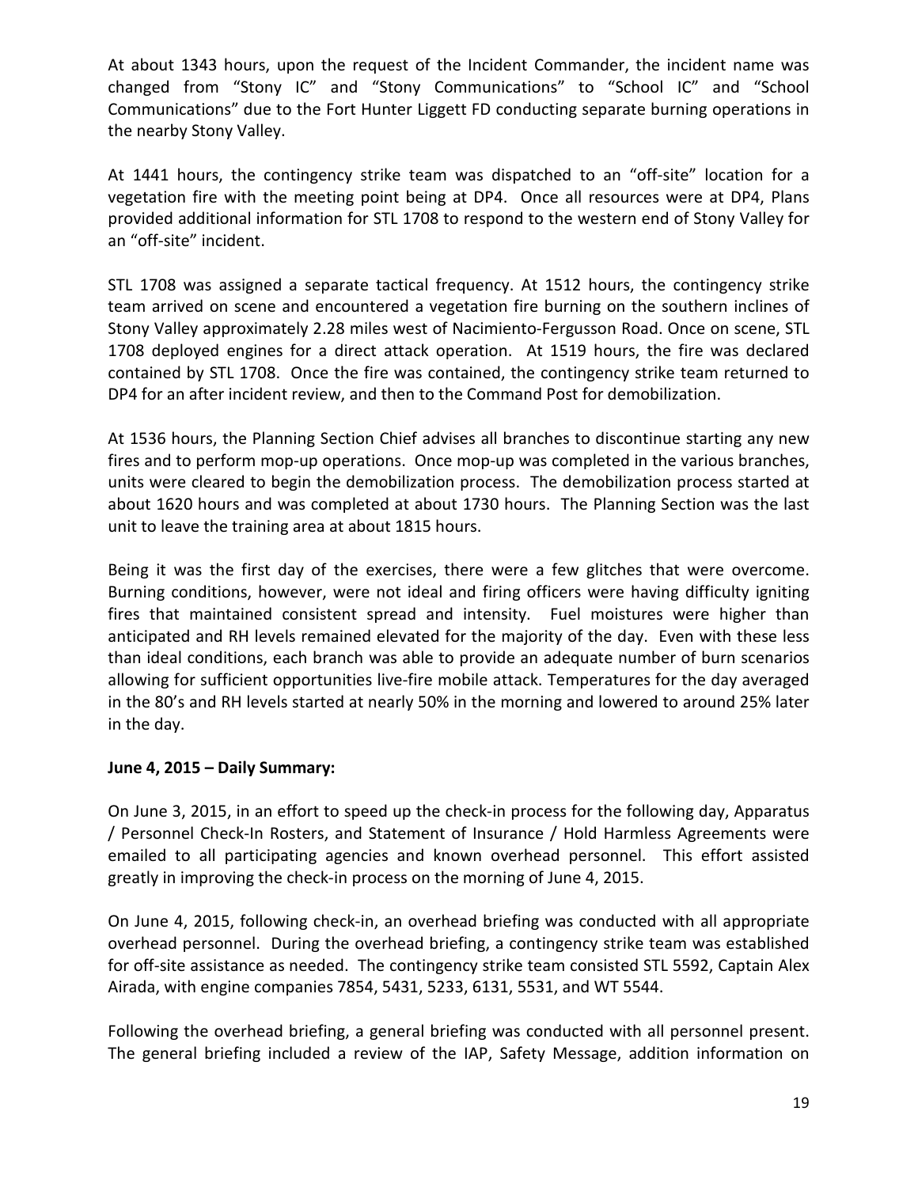At about 1343 hours, upon the request of the Incident Commander, the incident name was changed from "Stony IC" and "Stony Communications" to "School IC" and "School Communications" due to the Fort Hunter Liggett FD conducting separate burning operations in the nearby Stony Valley.

At 1441 hours, the contingency strike team was dispatched to an "off-site" location for a vegetation fire with the meeting point being at DP4. Once all resources were at DP4, Plans provided additional information for STL 1708 to respond to the western end of Stony Valley for an "off-site" incident.

STL 1708 was assigned a separate tactical frequency. At 1512 hours, the contingency strike team arrived on scene and encountered a vegetation fire burning on the southern inclines of Stony Valley approximately 2.28 miles west of Nacimiento-Fergusson Road. Once on scene, STL 1708 deployed engines for a direct attack operation. At 1519 hours, the fire was declared contained by STL 1708. Once the fire was contained, the contingency strike team returned to DP4 for an after incident review, and then to the Command Post for demobilization.

At 1536 hours, the Planning Section Chief advises all branches to discontinue starting any new fires and to perform mop-up operations. Once mop-up was completed in the various branches, units were cleared to begin the demobilization process. The demobilization process started at about 1620 hours and was completed at about 1730 hours. The Planning Section was the last unit to leave the training area at about 1815 hours.

Being it was the first day of the exercises, there were a few glitches that were overcome. Burning conditions, however, were not ideal and firing officers were having difficulty igniting fires that maintained consistent spread and intensity. Fuel moistures were higher than anticipated and RH levels remained elevated for the majority of the day. Even with these less than ideal conditions, each branch was able to provide an adequate number of burn scenarios allowing for sufficient opportunities live-fire mobile attack. Temperatures for the day averaged in the 80's and RH levels started at nearly 50% in the morning and lowered to around 25% later in the day.

**June 4, 2015 – Daily Summary:**

On June 3, 2015, in an effort to speed up the check-in process for the following day, Apparatus / Personnel Check-In Rosters, and Statement of Insurance / Hold Harmless Agreements were emailed to all participating agencies and known overhead personnel. This effort assisted greatly in improving the check-in process on the morning of June 4, 2015.

On June 4, 2015, following check-in, an overhead briefing was conducted with all appropriate overhead personnel. During the overhead briefing, a contingency strike team was established for off-site assistance as needed. The contingency strike team consisted STL 5592, Captain Alex Airada, with engine companies 7854, 5431, 5233, 6131, 5531, and WT 5544.

Following the overhead briefing, a general briefing was conducted with all personnel present. The general briefing included a review of the IAP, Safety Message, addition information on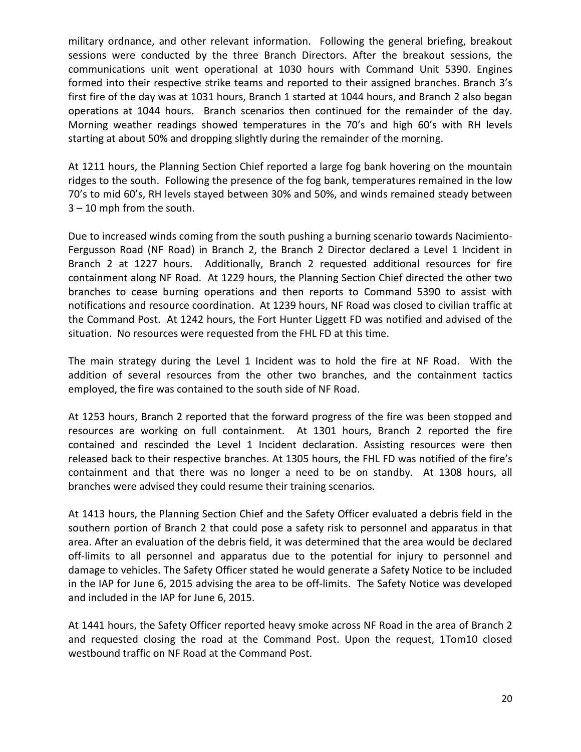military ordnance, and other relevant information. Following the general briefing, breakout sessions were conducted by the three Branch Directors. After the breakout sessions, the communications unit went operational at 1030 hours with Command Unit 5390. Engines formed into their respective strike teams and reported to their assigned branches. Branch 3's first fire of the day was at 1031 hours, Branch 1 started at 1044 hours, and Branch 2 also began operations at 1044 hours. Branch scenarios then continued for the remainder of the day. Morning weather readings showed temperatures in the 70's and high 60's with RH levels starting at about 50% and dropping slightly during the remainder of the morning.

At 1211 hours, the Planning Section Chief reported a large fog bank hovering on the mountain ridges to the south. Following the presence of the fog bank, temperatures remained in the low 70's to mid 60's, RH levels stayed between 30% and 50%, and winds remained steady between 3 – 10 mph from the south.

Due to increased winds coming from the south pushing a burning scenario towards Nacimiento-Fergusson Road (NF Road) in Branch 2, the Branch 2 Director declared a Level 1 Incident in Branch 2 at 1227 hours. Additionally, Branch 2 requested additional resources for fire containment along NF Road. At 1229 hours, the Planning Section Chief directed the other two branches to cease burning operations and then reports to Command 5390 to assist with notifications and resource coordination. At 1239 hours, NF Road was closed to civilian traffic at the Command Post. At 1242 hours, the Fort Hunter Liggett FD was notified and advised of the situation. No resources were requested from the FHL FD at this time.

The main strategy during the Level 1 Incident was to hold the fire at NF Road. With the addition of several resources from the other two branches, and the containment tactics employed, the fire was contained to the south side of NF Road.

At 1253 hours, Branch 2 reported that the forward progress of the fire was been stopped and resources are working on full containment. At 1301 hours, Branch 2 reported the fire contained and rescinded the Level 1 Incident declaration. Assisting resources were then released back to their respective branches. At 1305 hours, the FHL FD was notified of the fire's containment and that there was no longer a need to be on standby. At 1308 hours, all branches were advised they could resume their training scenarios.

At 1413 hours, the Planning Section Chief and the Safety Officer evaluated a debris field in the southern portion of Branch 2 that could pose a safety risk to personnel and apparatus in that area. After an evaluation of the debris field, it was determined that the area would be declared off-limits to all personnel and apparatus due to the potential for injury to personnel and damage to vehicles. The Safety Officer stated he would generate a Safety Notice to be included in the IAP for June 6, 2015 advising the area to be off-limits. The Safety Notice was developed and included in the IAP for June 6, 2015.

At 1441 hours, the Safety Officer reported heavy smoke across NF Road in the area of Branch 2 and requested closing the road at the Command Post. Upon the request, 1Tom10 closed westbound traffic on NF Road at the Command Post.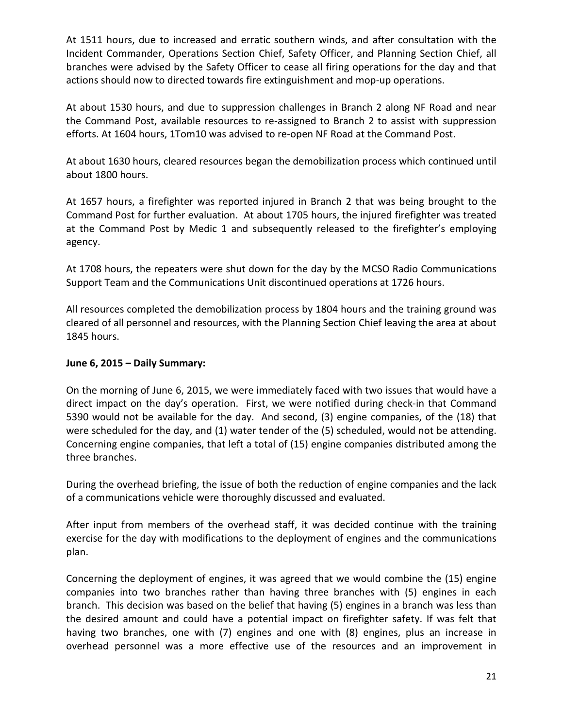At 1511 hours, due to increased and erratic southern winds, and after consultation with the Incident Commander, Operations Section Chief, Safety Officer, and Planning Section Chief, all branches were advised by the Safety Officer to cease all firing operations for the day and that actions should now to directed towards fire extinguishment and mop-up operations.

At about 1530 hours, and due to suppression challenges in Branch 2 along NF Road and near the Command Post, available resources to re-assigned to Branch 2 to assist with suppression efforts. At 1604 hours, 1Tom10 was advised to re-open NF Road at the Command Post.

At about 1630 hours, cleared resources began the demobilization process which continued until about 1800 hours.

At 1657 hours, a firefighter was reported injured in Branch 2 that was being brought to the Command Post for further evaluation. At about 1705 hours, the injured firefighter was treated at the Command Post by Medic 1 and subsequently released to the firefighter's employing agency.

At 1708 hours, the repeaters were shut down for the day by the MCSO Radio Communications Support Team and the Communications Unit discontinued operations at 1726 hours.

All resources completed the demobilization process by 1804 hours and the training ground was cleared of all personnel and resources, with the Planning Section Chief leaving the area at about 1845 hours.

**June 6, 2015 – Daily Summary:**

On the morning of June 6, 2015, we were immediately faced with two issues that would have a direct impact on the day's operation. First, we were notified during check-in that Command 5390 would not be available for the day. And second, (3) engine companies, of the (18) that were scheduled for the day, and (1) water tender of the (5) scheduled, would not be attending. Concerning engine companies, that left a total of (15) engine companies distributed among the three branches.

During the overhead briefing, the issue of both the reduction of engine companies and the lack of a communications vehicle were thoroughly discussed and evaluated.

After input from members of the overhead staff, it was decided continue with the training exercise for the day with modifications to the deployment of engines and the communications plan.

Concerning the deployment of engines, it was agreed that we would combine the (15) engine companies into two branches rather than having three branches with (5) engines in each branch. This decision was based on the belief that having (5) engines in a branch was less than the desired amount and could have a potential impact on firefighter safety. If was felt that having two branches, one with (7) engines and one with (8) engines, plus an increase in overhead personnel was a more effective use of the resources and an improvement in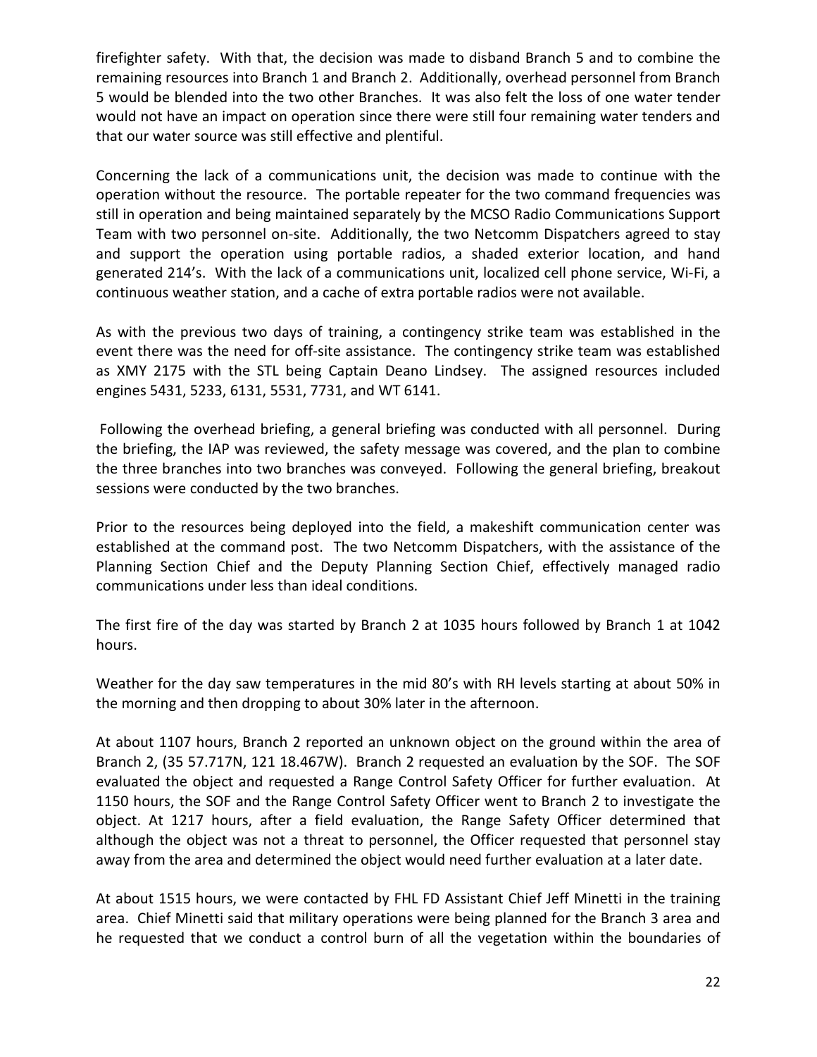firefighter safety. With that, the decision was made to disband Branch 5 and to combine the remaining resources into Branch 1 and Branch 2. Additionally, overhead personnel from Branch 5 would be blended into the two other Branches. It was also felt the loss of one water tender would not have an impact on operation since there were still four remaining water tenders and that our water source was still effective and plentiful.

Concerning the lack of a communications unit, the decision was made to continue with the operation without the resource. The portable repeater for the two command frequencies was still in operation and being maintained separately by the MCSO Radio Communications Support Team with two personnel on-site. Additionally, the two Netcomm Dispatchers agreed to stay and support the operation using portable radios, a shaded exterior location, and hand generated 214's. With the lack of a communications unit, localized cell phone service, Wi-Fi, a continuous weather station, and a cache of extra portable radios were not available.

As with the previous two days of training, a contingency strike team was established in the event there was the need for off-site assistance. The contingency strike team was established as XMY 2175 with the STL being Captain Deano Lindsey. The assigned resources included engines 5431, 5233, 6131, 5531, 7731, and WT 6141.

Following the overhead briefing, a general briefing was conducted with all personnel. During the briefing, the IAP was reviewed, the safety message was covered, and the plan to combine the three branches into two branches was conveyed. Following the general briefing, breakout sessions were conducted by the two branches.

Prior to the resources being deployed into the field, a makeshift communication center was established at the command post. The two Netcomm Dispatchers, with the assistance of the Planning Section Chief and the Deputy Planning Section Chief, effectively managed radio communications under less than ideal conditions.

The first fire of the day was started by Branch 2 at 1035 hours followed by Branch 1 at 1042 hours.

Weather for the day saw temperatures in the mid 80's with RH levels starting at about 50% in the morning and then dropping to about 30% later in the afternoon.

At about 1107 hours, Branch 2 reported an unknown object on the ground within the area of Branch 2, (35 57.717N, 121 18.467W). Branch 2 requested an evaluation by the SOF. The SOF evaluated the object and requested a Range Control Safety Officer for further evaluation. At 1150 hours, the SOF and the Range Control Safety Officer went to Branch 2 to investigate the object. At 1217 hours, after a field evaluation, the Range Safety Officer determined that although the object was not a threat to personnel, the Officer requested that personnel stay away from the area and determined the object would need further evaluation at a later date.

At about 1515 hours, we were contacted by FHL FD Assistant Chief Jeff Minetti in the training area. Chief Minetti said that military operations were being planned for the Branch 3 area and he requested that we conduct a control burn of all the vegetation within the boundaries of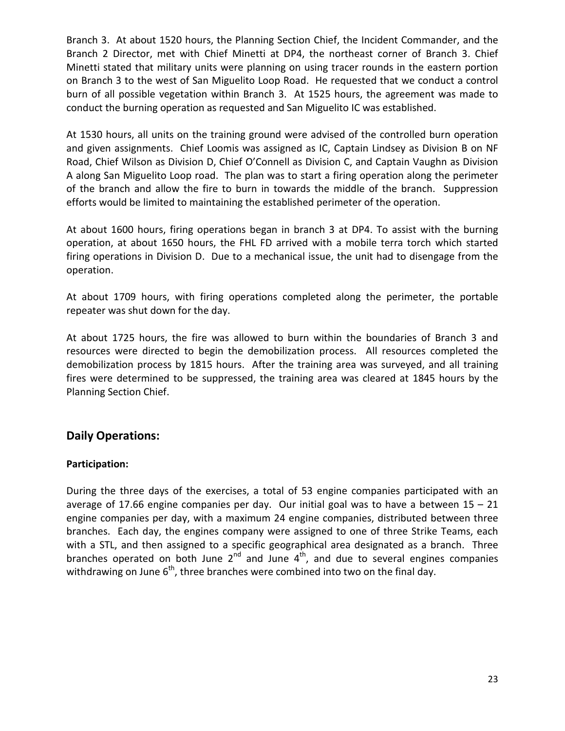Branch 3. At about 1520 hours, the Planning Section Chief, the Incident Commander, and the Branch 2 Director, met with Chief Minetti at DP4, the northeast corner of Branch 3. Chief Minetti stated that military units were planning on using tracer rounds in the eastern portion on Branch 3 to the west of San Miguelito Loop Road. He requested that we conduct a control burn of all possible vegetation within Branch 3. At 1525 hours, the agreement was made to conduct the burning operation as requested and San Miguelito IC was established.

At 1530 hours, all units on the training ground were advised of the controlled burn operation and given assignments. Chief Loomis was assigned as IC, Captain Lindsey as Division B on NF Road, Chief Wilson as Division D, Chief O'Connell as Division C, and Captain Vaughn as Division A along San Miguelito Loop road. The plan was to start a firing operation along the perimeter of the branch and allow the fire to burn in towards the middle of the branch. Suppression efforts would be limited to maintaining the established perimeter of the operation.

At about 1600 hours, firing operations began in branch 3 at DP4. To assist with the burning operation, at about 1650 hours, the FHL FD arrived with a mobile terra torch which started firing operations in Division D. Due to a mechanical issue, the unit had to disengage from the operation.

At about 1709 hours, with firing operations completed along the perimeter, the portable repeater was shut down for the day.

At about 1725 hours, the fire was allowed to burn within the boundaries of Branch 3 and resources were directed to begin the demobilization process. All resources completed the demobilization process by 1815 hours. After the training area was surveyed, and all training fires were determined to be suppressed, the training area was cleared at 1845 hours by the Planning Section Chief.

## Daily Operations:

### Participation:

During the three days of the exercises, a total of 53 engine companies participated with an average of 17.66 engine companies per day. Our initial goal was to have a between 15 – 21 engine companies per day, with a maximum 24 engine companies, distributed between three branches. Each day, the engines company were assigned to one of three Strike Teams, each with a STL, and then assigned to a specific geographical area designated as a branch. Three branches operated on both June 2nd and June 4th, and due to several engines companies withdrawing on June 6th, three branches were combined into two on the final day.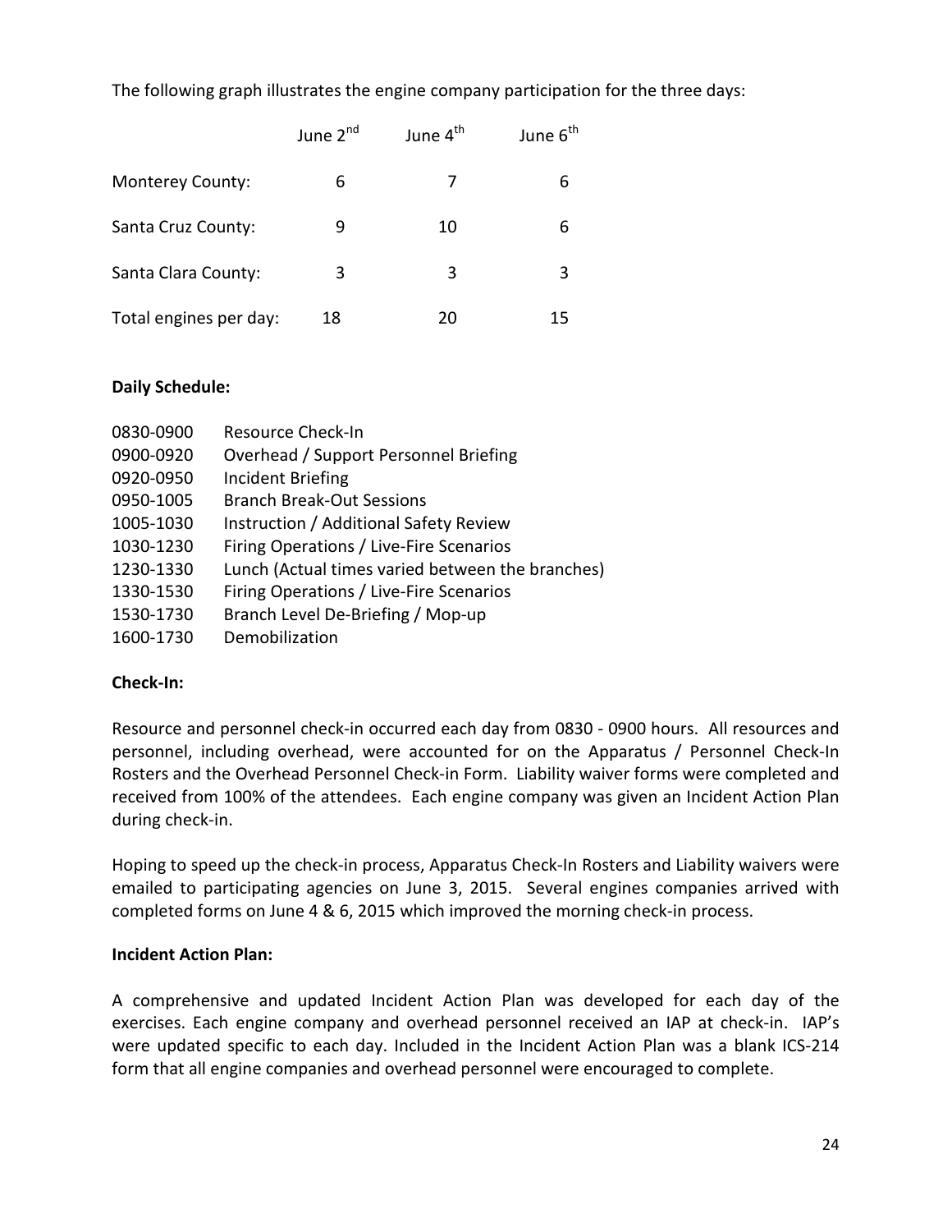The following graph illustrates the engine company participation for the three days:

| | June 2nd | June 4th | June 6th |
|---|---|---|---|
| Monterey County: | 6 | 7 | 6 |
| Santa Cruz County: | 9 | 10 | 6 |
| Santa Clara County: | 3 | 3 | 3 |
| Total engines per day: | 18 | 20 | 15 |

**Daily Schedule:**

| | |
|---|---|
| 0830-0900 | Resource Check-In |
| 0900-0920 | Overhead / Support Personnel Briefing |
| 0920-0950 | Incident Briefing |
| 0950-1005 | Branch Break-Out Sessions |
| 1005-1030 | Instruction / Additional Safety Review |
| 1030-1230 | Firing Operations / Live-Fire Scenarios |
| 1230-1330 | Lunch (Actual times varied between the branches) |
| 1330-1530 | Firing Operations / Live-Fire Scenarios |
| 1530-1730 | Branch Level De-Briefing / Mop-up |
| 1600-1730 | Demobilization |

**Check-In:**

Resource and personnel check-in occurred each day from 0830 - 0900 hours. All resources and personnel, including overhead, were accounted for on the Apparatus / Personnel Check-In Rosters and the Overhead Personnel Check-in Form. Liability waiver forms were completed and received from 100% of the attendees. Each engine company was given an Incident Action Plan during check-in.

Hoping to speed up the check-in process, Apparatus Check-In Rosters and Liability waivers were emailed to participating agencies on June 3, 2015. Several engines companies arrived with completed forms on June 4 & 6, 2015 which improved the morning check-in process.

**Incident Action Plan:**

A comprehensive and updated Incident Action Plan was developed for each day of the exercises. Each engine company and overhead personnel received an IAP at check-in. IAP's were updated specific to each day. Included in the Incident Action Plan was a blank ICS-214 form that all engine companies and overhead personnel were encouraged to complete.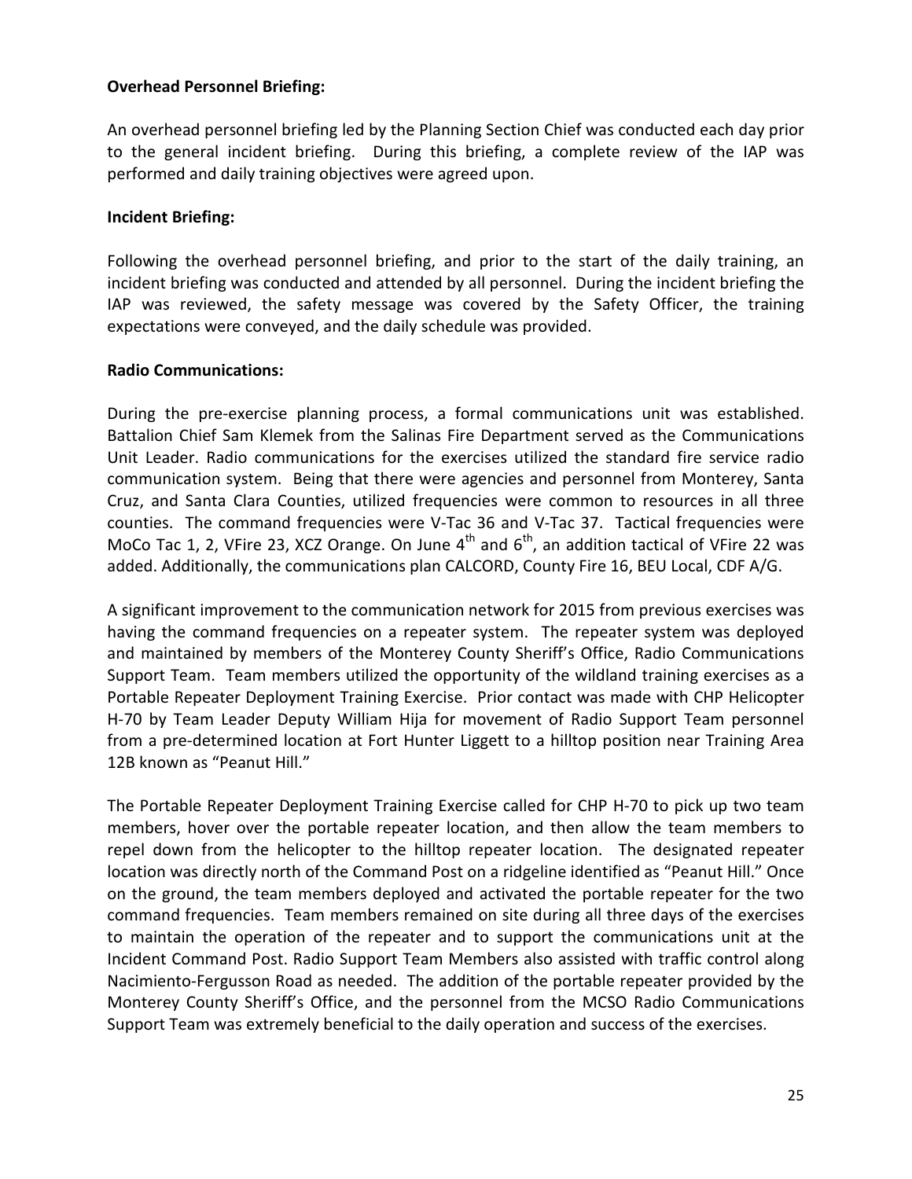**Overhead Personnel Briefing:**

An overhead personnel briefing led by the Planning Section Chief was conducted each day prior to the general incident briefing. During this briefing, a complete review of the IAP was performed and daily training objectives were agreed upon.

**Incident Briefing:**

Following the overhead personnel briefing, and prior to the start of the daily training, an incident briefing was conducted and attended by all personnel. During the incident briefing the IAP was reviewed, the safety message was covered by the Safety Officer, the training expectations were conveyed, and the daily schedule was provided.

**Radio Communications:**

During the pre-exercise planning process, a formal communications unit was established. Battalion Chief Sam Klemek from the Salinas Fire Department served as the Communications Unit Leader. Radio communications for the exercises utilized the standard fire service radio communication system. Being that there were agencies and personnel from Monterey, Santa Cruz, and Santa Clara Counties, utilized frequencies were common to resources in all three counties. The command frequencies were V-Tac 36 and V-Tac 37. Tactical frequencies were MoCo Tac 1, 2, VFire 23, XCZ Orange. On June 4th and 6th, an addition tactical of VFire 22 was added. Additionally, the communications plan CALCORD, County Fire 16, BEU Local, CDF A/G.

A significant improvement to the communication network for 2015 from previous exercises was having the command frequencies on a repeater system. The repeater system was deployed and maintained by members of the Monterey County Sheriff's Office, Radio Communications Support Team. Team members utilized the opportunity of the wildland training exercises as a Portable Repeater Deployment Training Exercise. Prior contact was made with CHP Helicopter H-70 by Team Leader Deputy William Hija for movement of Radio Support Team personnel from a pre-determined location at Fort Hunter Liggett to a hilltop position near Training Area 12B known as "Peanut Hill."

The Portable Repeater Deployment Training Exercise called for CHP H-70 to pick up two team members, hover over the portable repeater location, and then allow the team members to repel down from the helicopter to the hilltop repeater location. The designated repeater location was directly north of the Command Post on a ridgeline identified as "Peanut Hill." Once on the ground, the team members deployed and activated the portable repeater for the two command frequencies. Team members remained on site during all three days of the exercises to maintain the operation of the repeater and to support the communications unit at the Incident Command Post. Radio Support Team Members also assisted with traffic control along Nacimiento-Fergusson Road as needed. The addition of the portable repeater provided by the Monterey County Sheriff's Office, and the personnel from the MCSO Radio Communications Support Team was extremely beneficial to the daily operation and success of the exercises.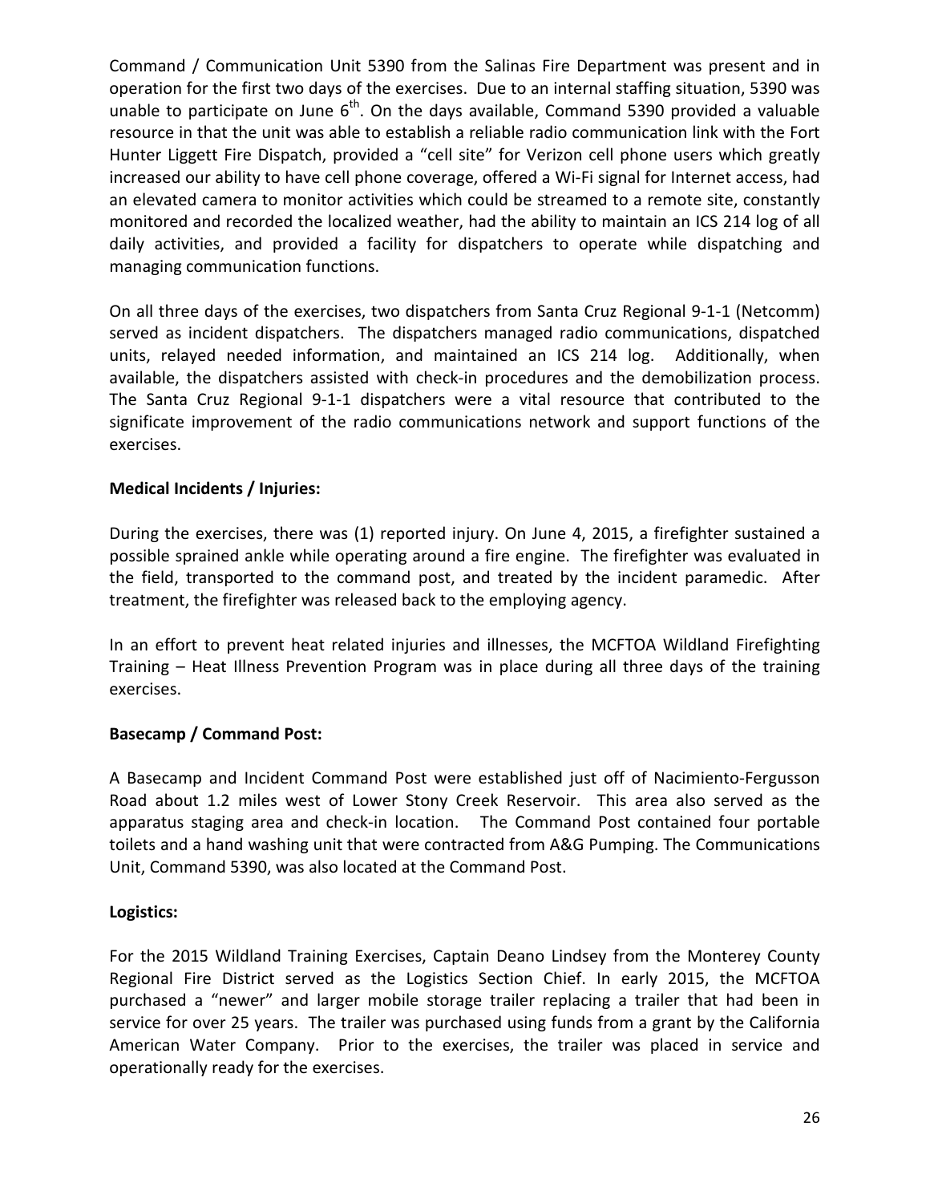Command / Communication Unit 5390 from the Salinas Fire Department was present and in operation for the first two days of the exercises. Due to an internal staffing situation, 5390 was unable to participate on June 6th. On the days available, Command 5390 provided a valuable resource in that the unit was able to establish a reliable radio communication link with the Fort Hunter Liggett Fire Dispatch, provided a "cell site" for Verizon cell phone users which greatly increased our ability to have cell phone coverage, offered a Wi-Fi signal for Internet access, had an elevated camera to monitor activities which could be streamed to a remote site, constantly monitored and recorded the localized weather, had the ability to maintain an ICS 214 log of all daily activities, and provided a facility for dispatchers to operate while dispatching and managing communication functions.

On all three days of the exercises, two dispatchers from Santa Cruz Regional 9-1-1 (Netcomm) served as incident dispatchers. The dispatchers managed radio communications, dispatched units, relayed needed information, and maintained an ICS 214 log. Additionally, when available, the dispatchers assisted with check-in procedures and the demobilization process. The Santa Cruz Regional 9-1-1 dispatchers were a vital resource that contributed to the significate improvement of the radio communications network and support functions of the exercises.

**Medical Incidents / Injuries:**

During the exercises, there was (1) reported injury. On June 4, 2015, a firefighter sustained a possible sprained ankle while operating around a fire engine. The firefighter was evaluated in the field, transported to the command post, and treated by the incident paramedic. After treatment, the firefighter was released back to the employing agency.

In an effort to prevent heat related injuries and illnesses, the MCFTOA Wildland Firefighting Training – Heat Illness Prevention Program was in place during all three days of the training exercises.

**Basecamp / Command Post:**

A Basecamp and Incident Command Post were established just off of Nacimiento-Fergusson Road about 1.2 miles west of Lower Stony Creek Reservoir. This area also served as the apparatus staging area and check-in location. The Command Post contained four portable toilets and a hand washing unit that were contracted from A&G Pumping. The Communications Unit, Command 5390, was also located at the Command Post.

**Logistics:**

For the 2015 Wildland Training Exercises, Captain Deano Lindsey from the Monterey County Regional Fire District served as the Logistics Section Chief. In early 2015, the MCFTOA purchased a "newer" and larger mobile storage trailer replacing a trailer that had been in service for over 25 years. The trailer was purchased using funds from a grant by the California American Water Company. Prior to the exercises, the trailer was placed in service and operationally ready for the exercises.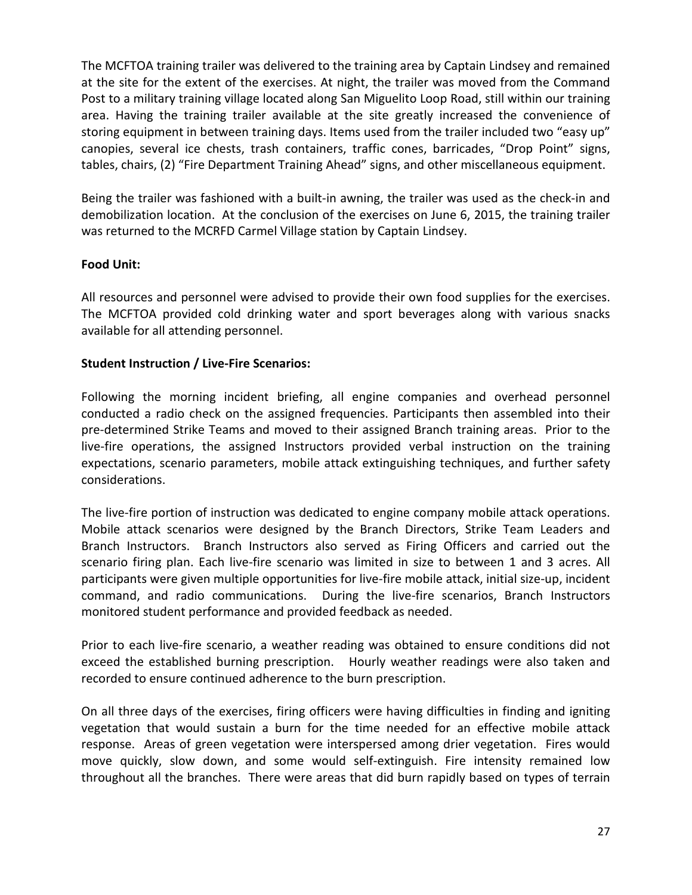The MCFTOA training trailer was delivered to the training area by Captain Lindsey and remained at the site for the extent of the exercises. At night, the trailer was moved from the Command Post to a military training village located along San Miguelito Loop Road, still within our training area. Having the training trailer available at the site greatly increased the convenience of storing equipment in between training days. Items used from the trailer included two "easy up" canopies, several ice chests, trash containers, traffic cones, barricades, "Drop Point" signs, tables, chairs, (2) "Fire Department Training Ahead" signs, and other miscellaneous equipment.

Being the trailer was fashioned with a built-in awning, the trailer was used as the check-in and demobilization location. At the conclusion of the exercises on June 6, 2015, the training trailer was returned to the MCRFD Carmel Village station by Captain Lindsey.

**Food Unit:**

All resources and personnel were advised to provide their own food supplies for the exercises. The MCFTOA provided cold drinking water and sport beverages along with various snacks available for all attending personnel.

**Student Instruction / Live-Fire Scenarios:**

Following the morning incident briefing, all engine companies and overhead personnel conducted a radio check on the assigned frequencies. Participants then assembled into their pre-determined Strike Teams and moved to their assigned Branch training areas. Prior to the live-fire operations, the assigned Instructors provided verbal instruction on the training expectations, scenario parameters, mobile attack extinguishing techniques, and further safety considerations.

The live-fire portion of instruction was dedicated to engine company mobile attack operations. Mobile attack scenarios were designed by the Branch Directors, Strike Team Leaders and Branch Instructors. Branch Instructors also served as Firing Officers and carried out the scenario firing plan. Each live-fire scenario was limited in size to between 1 and 3 acres. All participants were given multiple opportunities for live-fire mobile attack, initial size-up, incident command, and radio communications. During the live-fire scenarios, Branch Instructors monitored student performance and provided feedback as needed.

Prior to each live-fire scenario, a weather reading was obtained to ensure conditions did not exceed the established burning prescription. Hourly weather readings were also taken and recorded to ensure continued adherence to the burn prescription.

On all three days of the exercises, firing officers were having difficulties in finding and igniting vegetation that would sustain a burn for the time needed for an effective mobile attack response. Areas of green vegetation were interspersed among drier vegetation. Fires would move quickly, slow down, and some would self-extinguish. Fire intensity remained low throughout all the branches. There were areas that did burn rapidly based on types of terrain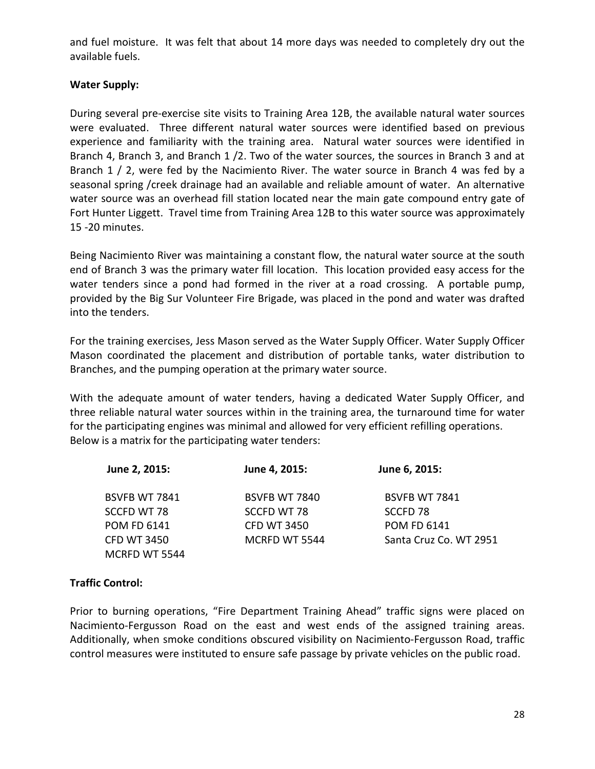and fuel moisture. It was felt that about 14 more days was needed to completely dry out the available fuels.

**Water Supply:**

During several pre-exercise site visits to Training Area 12B, the available natural water sources were evaluated. Three different natural water sources were identified based on previous experience and familiarity with the training area. Natural water sources were identified in Branch 4, Branch 3, and Branch 1 /2. Two of the water sources, the sources in Branch 3 and at Branch 1 / 2, were fed by the Nacimiento River. The water source in Branch 4 was fed by a seasonal spring /creek drainage had an available and reliable amount of water. An alternative water source was an overhead fill station located near the main gate compound entry gate of Fort Hunter Liggett. Travel time from Training Area 12B to this water source was approximately 15 -20 minutes.

Being Nacimiento River was maintaining a constant flow, the natural water source at the south end of Branch 3 was the primary water fill location. This location provided easy access for the water tenders since a pond had formed in the river at a road crossing. A portable pump, provided by the Big Sur Volunteer Fire Brigade, was placed in the pond and water was drafted into the tenders.

For the training exercises, Jess Mason served as the Water Supply Officer. Water Supply Officer Mason coordinated the placement and distribution of portable tanks, water distribution to Branches, and the pumping operation at the primary water source.

With the adequate amount of water tenders, having a dedicated Water Supply Officer, and three reliable natural water sources within in the training area, the turnaround time for water for the participating engines was minimal and allowed for very efficient refilling operations. Below is a matrix for the participating water tenders:

| June 2, 2015: | June 4, 2015: | June 6, 2015: |
|---|---|---|
| BSVFB WT 7841 | BSVFB WT 7840 | BSVFB WT 7841 |
| SCCFD WT 78 | SCCFD WT 78 | SCCFD 78 |
| POM FD 6141 | CFD WT 3450 | POM FD 6141 |
| CFD WT 3450 | MCRFD WT 5544 | Santa Cruz Co. WT 2951 |
| MCRFD WT 5544 | | |

**Traffic Control:**

Prior to burning operations, "Fire Department Training Ahead" traffic signs were placed on Nacimiento-Fergusson Road on the east and west ends of the assigned training areas. Additionally, when smoke conditions obscured visibility on Nacimiento-Fergusson Road, traffic control measures were instituted to ensure safe passage by private vehicles on the public road.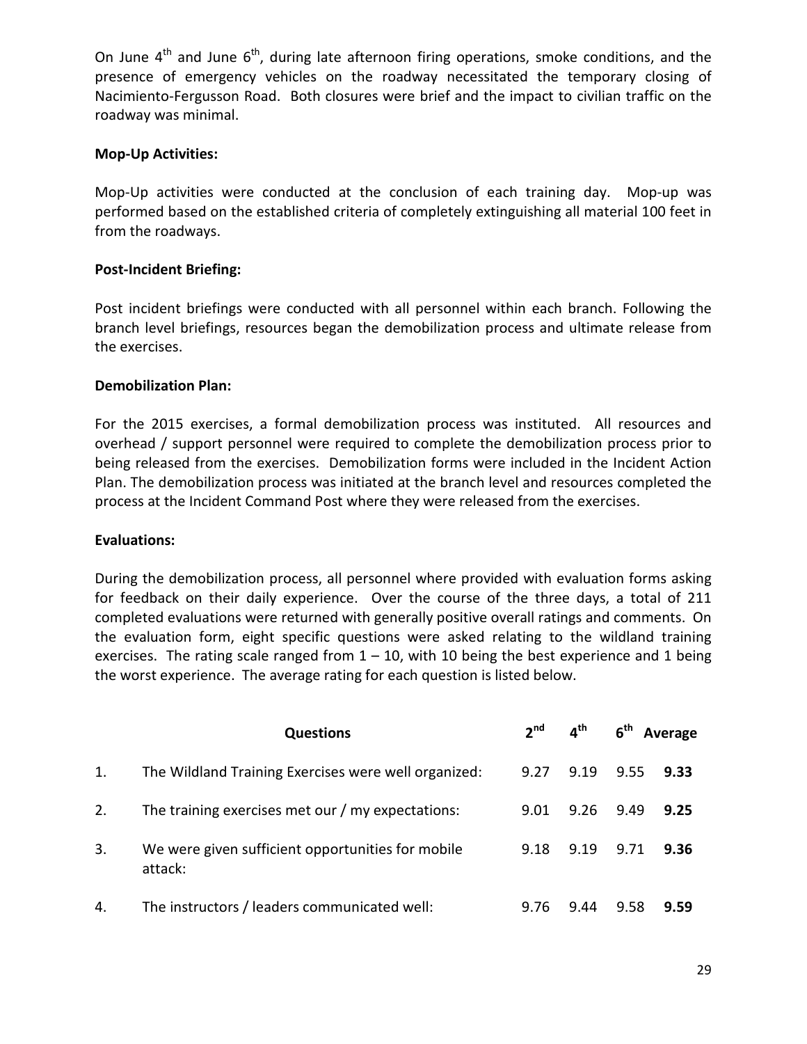On June 4th and June 6th, during late afternoon firing operations, smoke conditions, and the presence of emergency vehicles on the roadway necessitated the temporary closing of Nacimiento-Fergusson Road. Both closures were brief and the impact to civilian traffic on the roadway was minimal.

**Mop-Up Activities:**

Mop-Up activities were conducted at the conclusion of each training day. Mop-up was performed based on the established criteria of completely extinguishing all material 100 feet in from the roadways.

**Post-Incident Briefing:**

Post incident briefings were conducted with all personnel within each branch. Following the branch level briefings, resources began the demobilization process and ultimate release from the exercises.

**Demobilization Plan:**

For the 2015 exercises, a formal demobilization process was instituted. All resources and overhead / support personnel were required to complete the demobilization process prior to being released from the exercises. Demobilization forms were included in the Incident Action Plan. The demobilization process was initiated at the branch level and resources completed the process at the Incident Command Post where they were released from the exercises.

**Evaluations:**

During the demobilization process, all personnel where provided with evaluation forms asking for feedback on their daily experience. Over the course of the three days, a total of 211 completed evaluations were returned with generally positive overall ratings and comments. On the evaluation form, eight specific questions were asked relating to the wildland training exercises. The rating scale ranged from 1 – 10, with 10 being the best experience and 1 being the worst experience. The average rating for each question is listed below.

| | **Questions** | **2nd** | **4th** | **6th** | **Average** |
|---|---|---|---|---|---|
| 1. | The Wildland Training Exercises were well organized: | 9.27 | 9.19 | 9.55 | **9.33** |
| 2. | The training exercises met our / my expectations: | 9.01 | 9.26 | 9.49 | **9.25** |
| 3. | We were given sufficient opportunities for mobile attack: | 9.18 | 9.19 | 9.71 | **9.36** |
| 4. | The instructors / leaders communicated well: | 9.76 | 9.44 | 9.58 | **9.59** |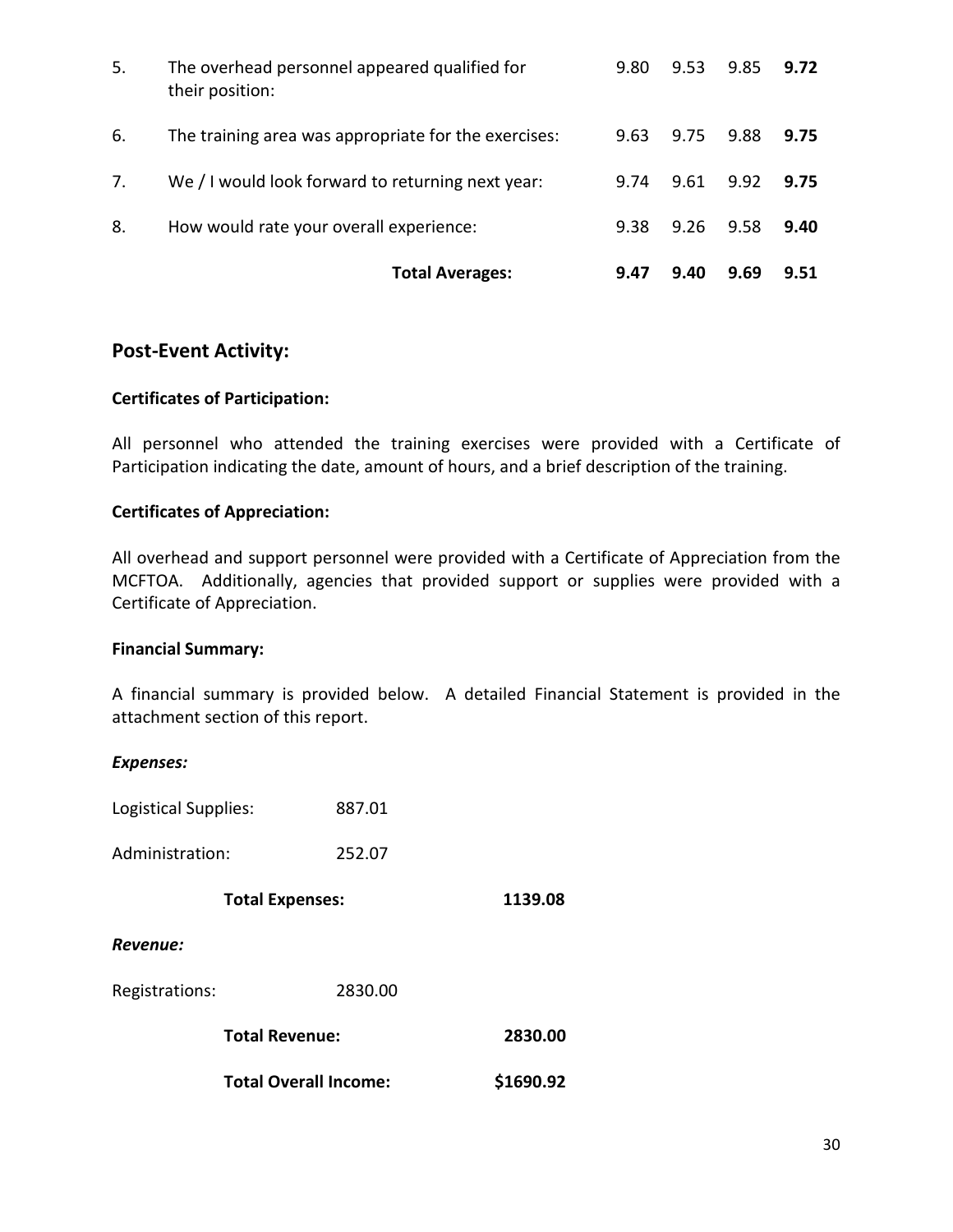| | | | | | |
|---|---|---|---|---|---|
| 5. | The overhead personnel appeared qualified for their position: | 9.80 | 9.53 | 9.85 | **9.72** |
| 6. | The training area was appropriate for the exercises: | 9.63 | 9.75 | 9.88 | **9.75** |
| 7. | We / I would look forward to returning next year: | 9.74 | 9.61 | 9.92 | **9.75** |
| 8. | How would rate your overall experience: | 9.38 | 9.26 | 9.58 | **9.40** |
| | **Total Averages:** | **9.47** | **9.40** | **9.69** | **9.51** |

## Post-Event Activity:

**Certificates of Participation:**

All personnel who attended the training exercises were provided with a Certificate of Participation indicating the date, amount of hours, and a brief description of the training.

**Certificates of Appreciation:**

All overhead and support personnel were provided with a Certificate of Appreciation from the MCFTOA. Additionally, agencies that provided support or supplies were provided with a Certificate of Appreciation.

**Financial Summary:**

A financial summary is provided below. A detailed Financial Statement is provided in the attachment section of this report.

***Expenses:***

| | | |
|---|---|---|
| Logistical Supplies: | 887.01 | |
| Administration: | 252.07 | |
| **Total Expenses:** | | **1139.08** |

***Revenue:***

| | | |
|---|---|---|
| Registrations: | 2830.00 | |
| **Total Revenue:** | | **2830.00** |
| **Total Overall Income:** | | **$1690.92** |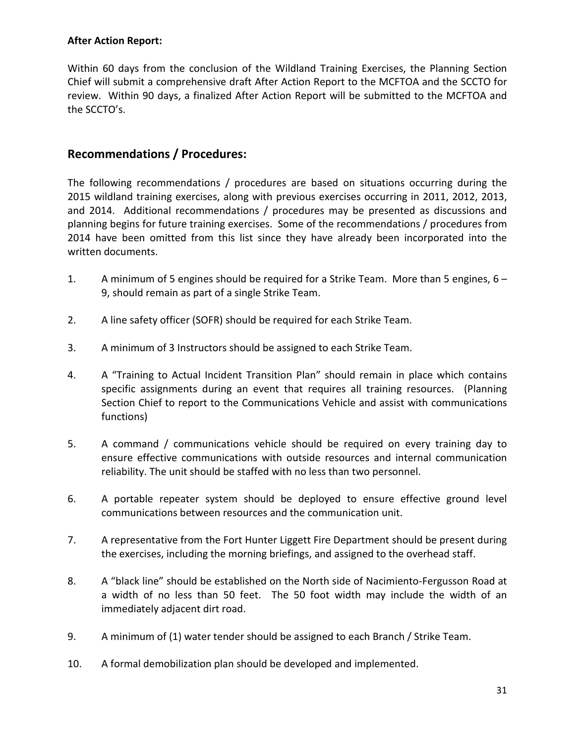**After Action Report:**

Within 60 days from the conclusion of the Wildland Training Exercises, the Planning Section Chief will submit a comprehensive draft After Action Report to the MCFTOA and the SCCTO for review. Within 90 days, a finalized After Action Report will be submitted to the MCFTOA and the SCCTO's.

## Recommendations / Procedures:

The following recommendations / procedures are based on situations occurring during the 2015 wildland training exercises, along with previous exercises occurring in 2011, 2012, 2013, and 2014. Additional recommendations / procedures may be presented as discussions and planning begins for future training exercises. Some of the recommendations / procedures from 2014 have been omitted from this list since they have already been incorporated into the written documents.

1. A minimum of 5 engines should be required for a Strike Team. More than 5 engines, 6 – 9, should remain as part of a single Strike Team.

2. A line safety officer (SOFR) should be required for each Strike Team.

3. A minimum of 3 Instructors should be assigned to each Strike Team.

4. A "Training to Actual Incident Transition Plan" should remain in place which contains specific assignments during an event that requires all training resources. (Planning Section Chief to report to the Communications Vehicle and assist with communications functions)

5. A command / communications vehicle should be required on every training day to ensure effective communications with outside resources and internal communication reliability. The unit should be staffed with no less than two personnel.

6. A portable repeater system should be deployed to ensure effective ground level communications between resources and the communication unit.

7. A representative from the Fort Hunter Liggett Fire Department should be present during the exercises, including the morning briefings, and assigned to the overhead staff.

8. A "black line" should be established on the North side of Nacimiento-Fergusson Road at a width of no less than 50 feet. The 50 foot width may include the width of an immediately adjacent dirt road.

9. A minimum of (1) water tender should be assigned to each Branch / Strike Team.

10. A formal demobilization plan should be developed and implemented.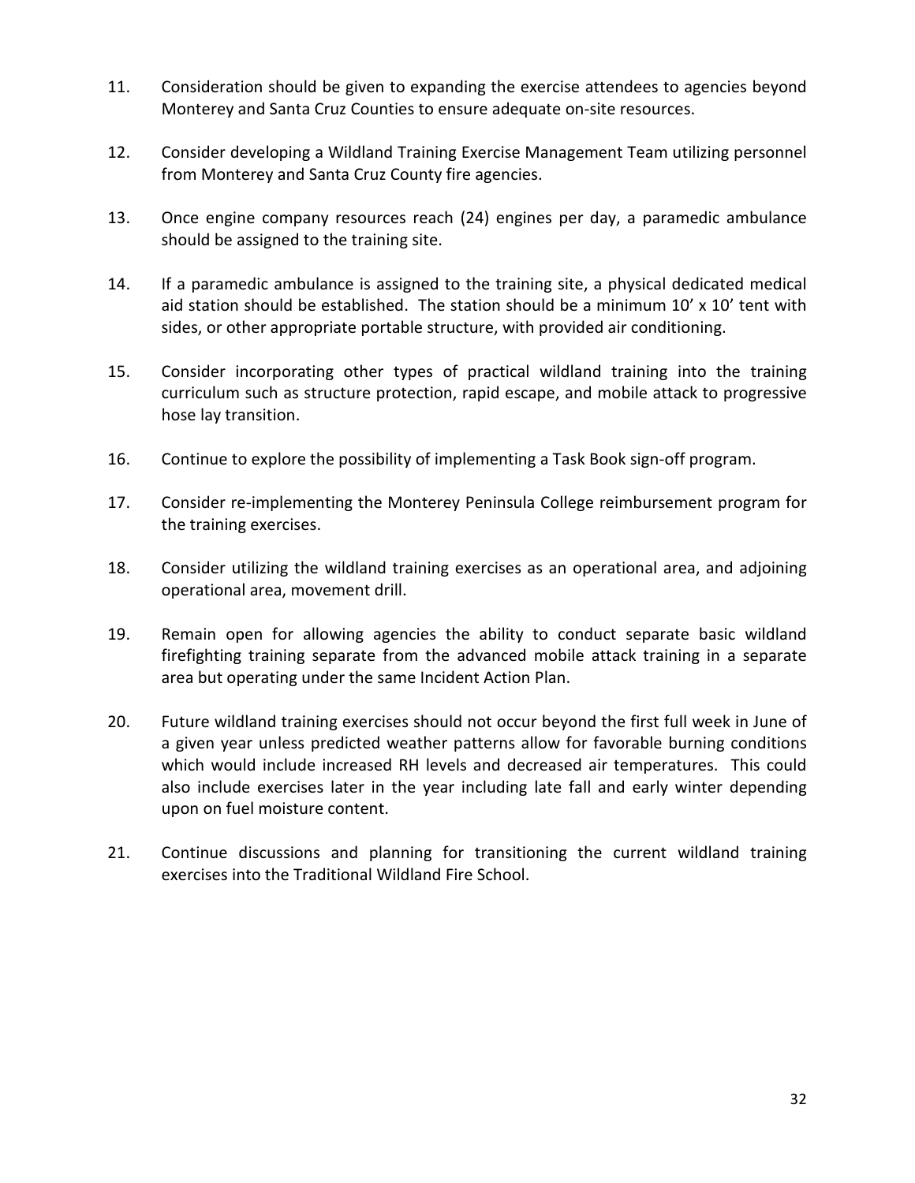11. Consideration should be given to expanding the exercise attendees to agencies beyond Monterey and Santa Cruz Counties to ensure adequate on-site resources.

12. Consider developing a Wildland Training Exercise Management Team utilizing personnel from Monterey and Santa Cruz County fire agencies.

13. Once engine company resources reach (24) engines per day, a paramedic ambulance should be assigned to the training site.

14. If a paramedic ambulance is assigned to the training site, a physical dedicated medical aid station should be established. The station should be a minimum 10' x 10' tent with sides, or other appropriate portable structure, with provided air conditioning.

15. Consider incorporating other types of practical wildland training into the training curriculum such as structure protection, rapid escape, and mobile attack to progressive hose lay transition.

16. Continue to explore the possibility of implementing a Task Book sign-off program.

17. Consider re-implementing the Monterey Peninsula College reimbursement program for the training exercises.

18. Consider utilizing the wildland training exercises as an operational area, and adjoining operational area, movement drill.

19. Remain open for allowing agencies the ability to conduct separate basic wildland firefighting training separate from the advanced mobile attack training in a separate area but operating under the same Incident Action Plan.

20. Future wildland training exercises should not occur beyond the first full week in June of a given year unless predicted weather patterns allow for favorable burning conditions which would include increased RH levels and decreased air temperatures. This could also include exercises later in the year including late fall and early winter depending upon on fuel moisture content.

21. Continue discussions and planning for transitioning the current wildland training exercises into the Traditional Wildland Fire School.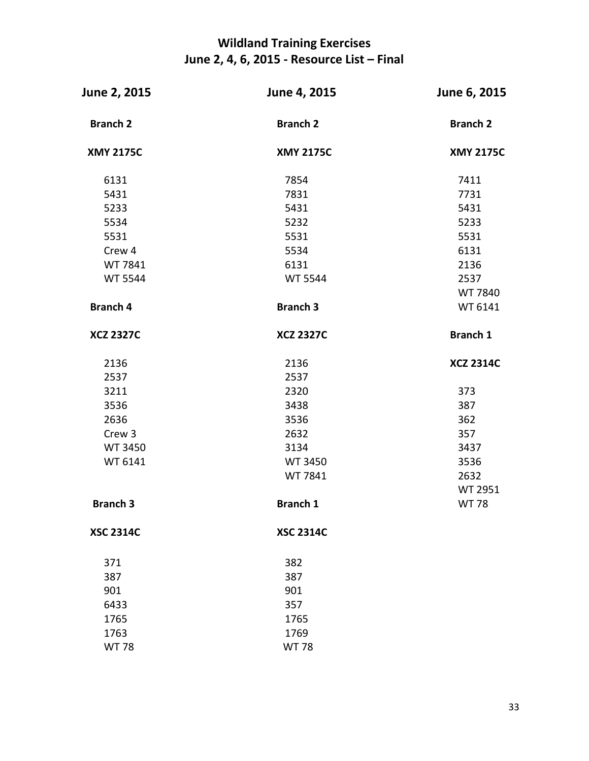# Wildland Training Exercises
## June 2, 4, 6, 2015 - Resource List – Final

### June 2, 2015

**Branch 2**

**XMY 2175C**

6131
5431
5233
5534
5531
Crew 4
WT 7841
WT 5544

**Branch 4**

**XCZ 2327C**

2136
2537
3211
3536
2636
Crew 3
WT 3450
WT 6141

**Branch 3**

**XSC 2314C**

371
387
901
6433
1765
1763
WT 78

### June 4, 2015

**Branch 2**

**XMY 2175C**

7854
7831
5431
5232
5531
5534
6131
WT 5544

**Branch 3**

**XCZ 2327C**

2136
2537
2320
3438
3536
2632
3134
WT 3450
WT 7841

**Branch 1**

**XSC 2314C**

382
387
901
357
1765
1769
WT 78

### June 6, 2015

**Branch 2**

**XMY 2175C**

7411
7731
5431
5233
5531
6131
2136
2537
WT 7840
WT 6141

**Branch 1**

**XCZ 2314C**

373
387
362
357
3437
3536
2632
WT 2951
WT 78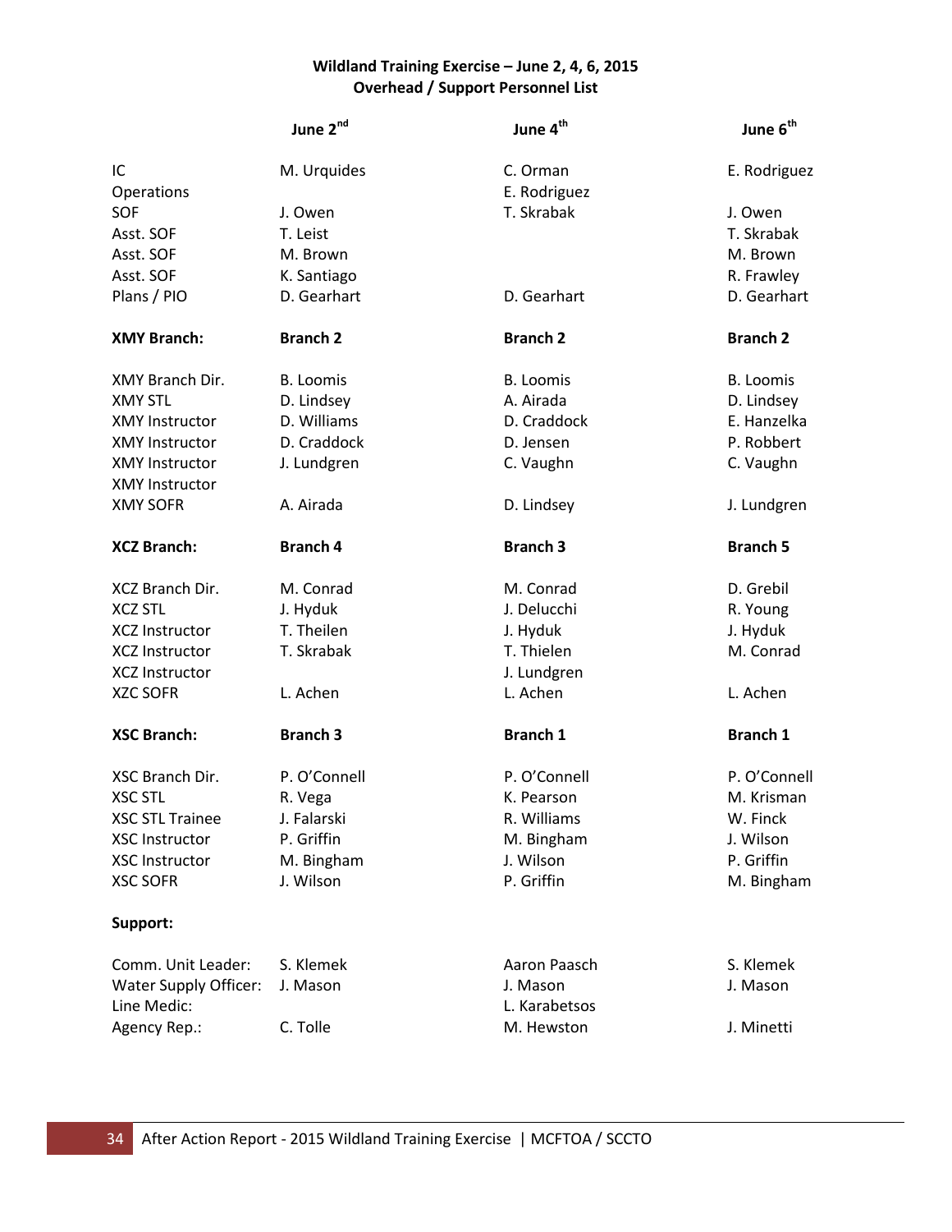**Wildland Training Exercise – June 2, 4, 6, 2015**
**Overhead / Support Personnel List**

| | June 2nd | June 4th | June 6th |
|---|---|---|---|
| IC | M. Urquides | C. Orman | E. Rodriguez |
| Operations | | E. Rodriguez | |
| SOF | J. Owen | T. Skrabak | J. Owen |
| Asst. SOF | T. Leist | | T. Skrabak |
| Asst. SOF | M. Brown | | M. Brown |
| Asst. SOF | K. Santiago | | R. Frawley |
| Plans / PIO | D. Gearhart | D. Gearhart | D. Gearhart |
| **XMY Branch:** | **Branch 2** | **Branch 2** | **Branch 2** |
| XMY Branch Dir. | B. Loomis | B. Loomis | B. Loomis |
| XMY STL | D. Lindsey | A. Airada | D. Lindsey |
| XMY Instructor | D. Williams | D. Craddock | E. Hanzelka |
| XMY Instructor | D. Craddock | D. Jensen | P. Robbert |
| XMY Instructor | J. Lundgren | C. Vaughn | C. Vaughn |
| XMY Instructor | | | |
| XMY SOFR | A. Airada | D. Lindsey | J. Lundgren |
| **XCZ Branch:** | **Branch 4** | **Branch 3** | **Branch 5** |
| XCZ Branch Dir. | M. Conrad | M. Conrad | D. Grebil |
| XCZ STL | J. Hyduk | J. Delucchi | R. Young |
| XCZ Instructor | T. Theilen | J. Hyduk | J. Hyduk |
| XCZ Instructor | T. Skrabak | T. Thielen | M. Conrad |
| XCZ Instructor | | J. Lundgren | |
| XZC SOFR | L. Achen | L. Achen | L. Achen |
| **XSC Branch:** | **Branch 3** | **Branch 1** | **Branch 1** |
| XSC Branch Dir. | P. O'Connell | P. O'Connell | P. O'Connell |
| XSC STL | R. Vega | K. Pearson | M. Krisman |
| XSC STL Trainee | J. Falarski | R. Williams | W. Finck |
| XSC Instructor | P. Griffin | M. Bingham | J. Wilson |
| XSC Instructor | M. Bingham | J. Wilson | P. Griffin |
| XSC SOFR | J. Wilson | P. Griffin | M. Bingham |
| **Support:** | | | |
| Comm. Unit Leader: | S. Klemek | Aaron Paasch | S. Klemek |
| Water Supply Officer: | J. Mason | J. Mason | J. Mason |
| Line Medic: | | L. Karabetsos | |
| Agency Rep.: | C. Tolle | M. Hewston | J. Minetti |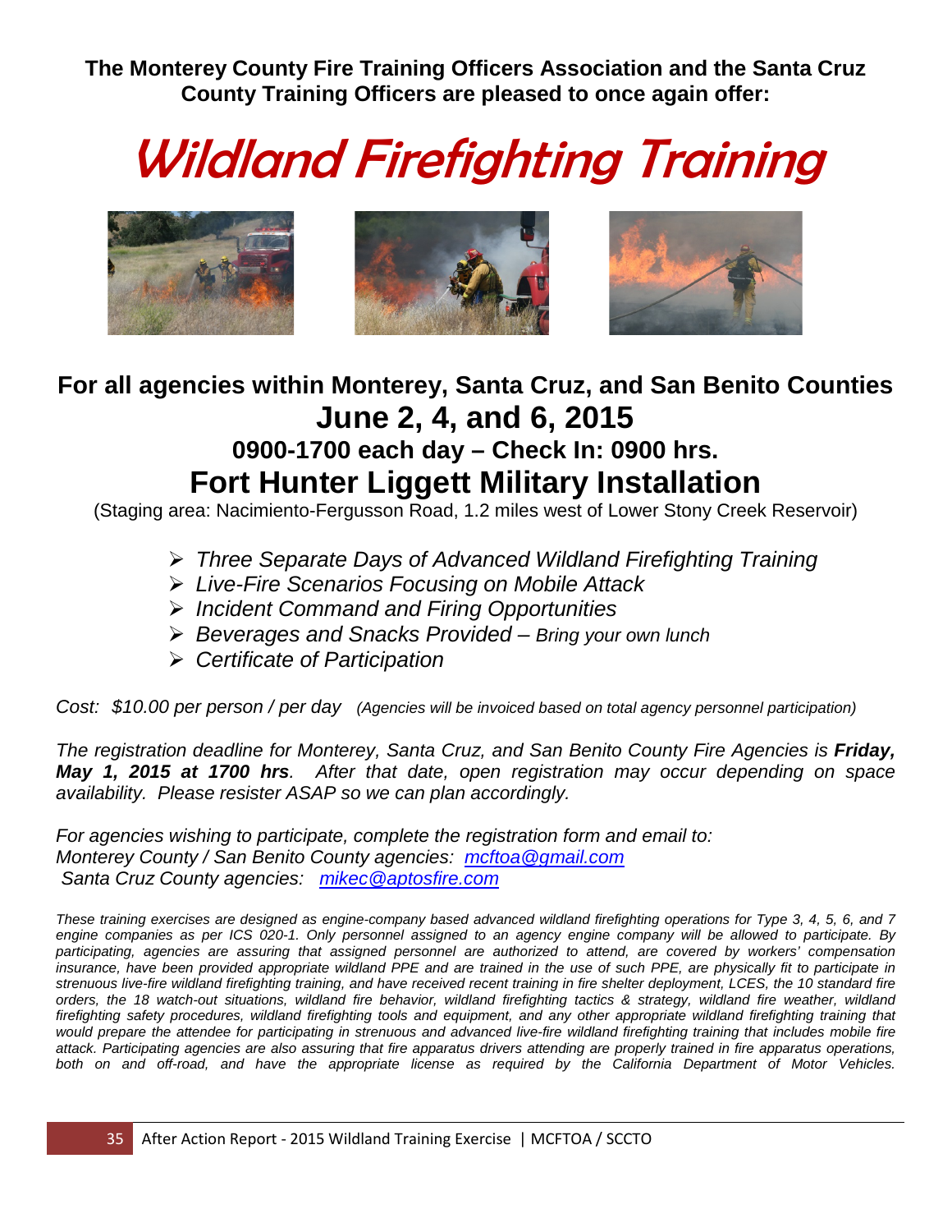**The Monterey County Fire Training Officers Association and the Santa Cruz County Training Officers are pleased to once again offer:**

# *Wildland Firefighting Training*

## For all agencies within Monterey, Santa Cruz, and San Benito Counties

## June 2, 4, and 6, 2015

### 0900-1700 each day – Check In: 0900 hrs.

## Fort Hunter Liggett Military Installation

(Staging area: Nacimiento-Fergusson Road, 1.2 miles west of Lower Stony Creek Reservoir)

- *Three Separate Days of Advanced Wildland Firefighting Training*
- *Live-Fire Scenarios Focusing on Mobile Attack*
- *Incident Command and Firing Opportunities*
- *Beverages and Snacks Provided – Bring your own lunch*
- *Certificate of Participation*

*Cost: $10.00 per person / per day (Agencies will be invoiced based on total agency personnel participation)*

*The registration deadline for Monterey, Santa Cruz, and San Benito County Fire Agencies is **Friday, May 1, 2015 at 1700 hrs**. After that date, open registration may occur depending on space availability. Please resister ASAP so we can plan accordingly.*

*For agencies wishing to participate, complete the registration form and email to:*
*Monterey County / San Benito County agencies: mcftoa@gmail.com*
*Santa Cruz County agencies: mikec@aptosfire.com*

*These training exercises are designed as engine-company based advanced wildland firefighting operations for Type 3, 4, 5, 6, and 7 engine companies as per ICS 020-1. Only personnel assigned to an agency engine company will be allowed to participate. By participating, agencies are assuring that assigned personnel are authorized to attend, are covered by workers' compensation insurance, have been provided appropriate wildland PPE and are trained in the use of such PPE, are physically fit to participate in strenuous live-fire wildland firefighting training, and have received recent training in fire shelter deployment, LCES, the 10 standard fire orders, the 18 watch-out situations, wildland fire behavior, wildland firefighting tactics & strategy, wildland fire weather, wildland firefighting safety procedures, wildland firefighting tools and equipment, and any other appropriate wildland firefighting training that would prepare the attendee for participating in strenuous and advanced live-fire wildland firefighting training that includes mobile fire attack. Participating agencies are also assuring that fire apparatus drivers attending are properly trained in fire apparatus operations, both on and off-road, and have the appropriate license as required by the California Department of Motor Vehicles.*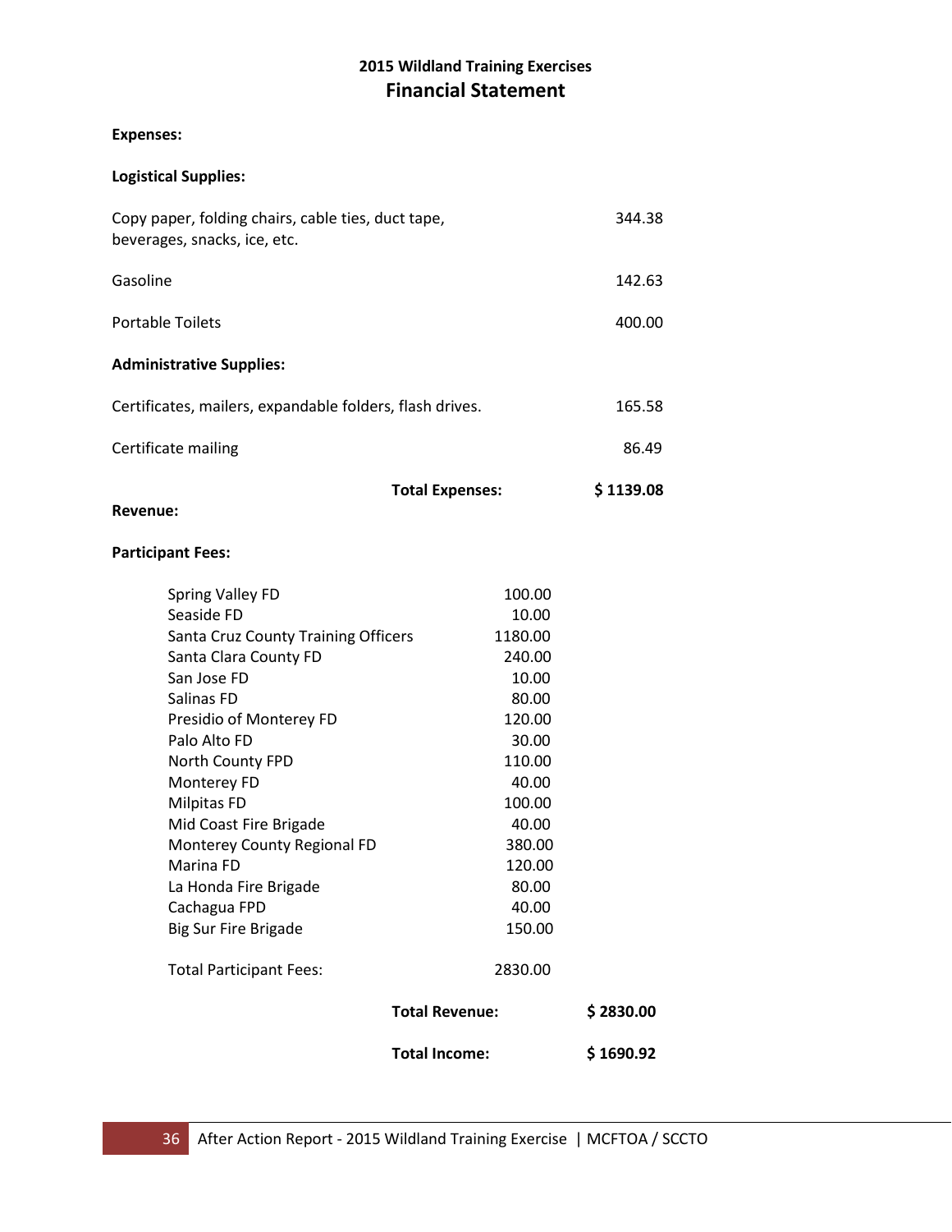**2015 Wildland Training Exercises**

# Financial Statement

**Expenses:**

**Logistical Supplies:**

| | |
|---|---|
| Copy paper, folding chairs, cable ties, duct tape, beverages, snacks, ice, etc. | 344.38 |
| Gasoline | 142.63 |
| Portable Toilets | 400.00 |

**Administrative Supplies:**

| | |
|---|---|
| Certificates, mailers, expandable folders, flash drives. | 165.58 |
| Certificate mailing | 86.49 |
| **Total Expenses:** | **$ 1139.08** |

**Revenue:**

**Participant Fees:**

| | | |
|---|---|---|
| Spring Valley FD | 100.00 | |
| Seaside FD | 10.00 | |
| Santa Cruz County Training Officers | 1180.00 | |
| Santa Clara County FD | 240.00 | |
| San Jose FD | 10.00 | |
| Salinas FD | 80.00 | |
| Presidio of Monterey FD | 120.00 | |
| Palo Alto FD | 30.00 | |
| North County FPD | 110.00 | |
| Monterey FD | 40.00 | |
| Milpitas FD | 100.00 | |
| Mid Coast Fire Brigade | 40.00 | |
| Monterey County Regional FD | 380.00 | |
| Marina FD | 120.00 | |
| La Honda Fire Brigade | 80.00 | |
| Cachagua FPD | 40.00 | |
| Big Sur Fire Brigade | 150.00 | |
| Total Participant Fees: | 2830.00 | |
| **Total Revenue:** | | **$ 2830.00** |
| **Total Income:** | | **$ 1690.92** |